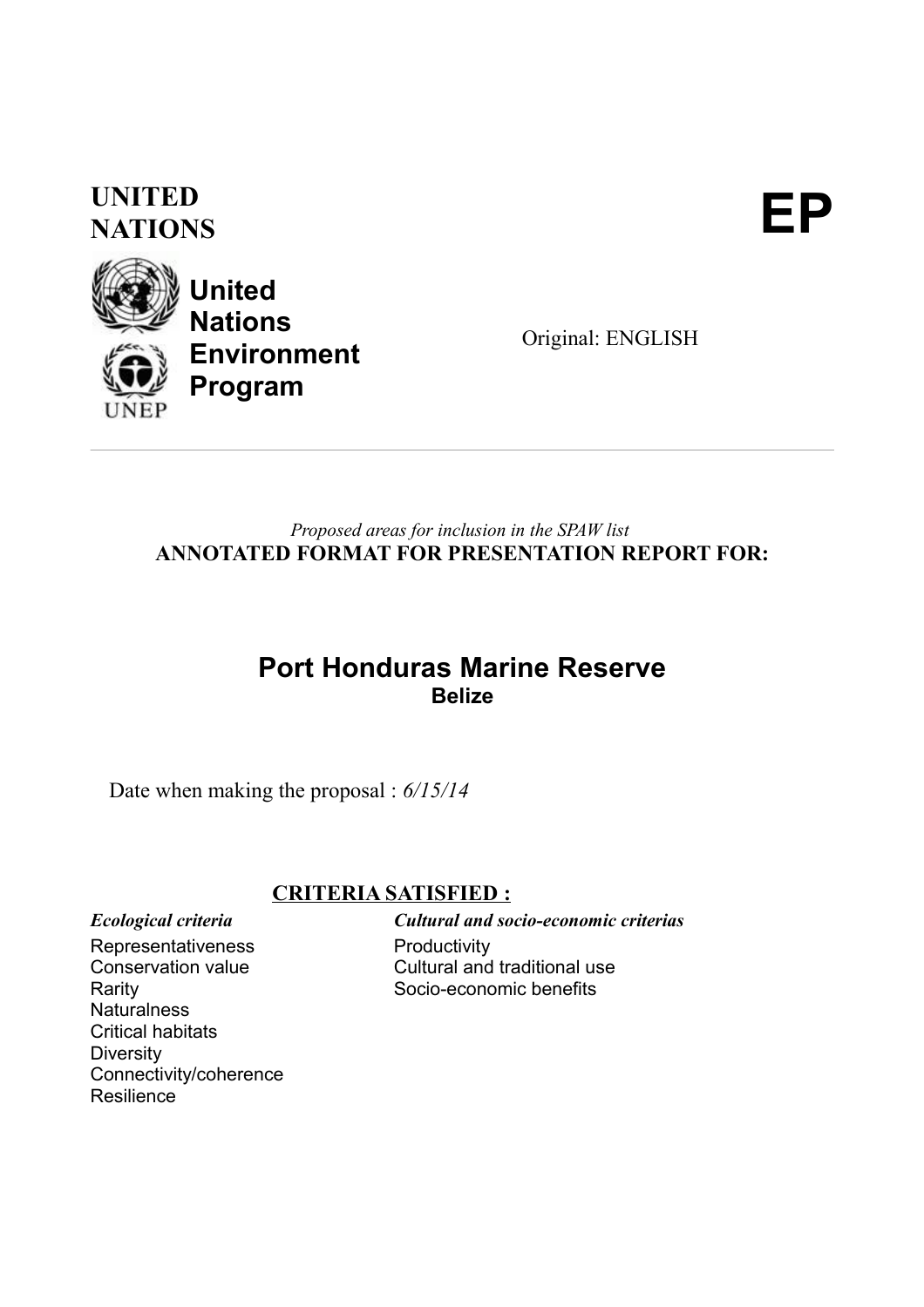**UNITED NATIONS** **EP**

**United Nations Environment Program**

Original: ENGLISH

---

*Proposed areas for inclusion in the SPAW list*

**ANNOTATED FORMAT FOR PRESENTATION REPORT FOR:**

# Port Honduras Marine Reserve

**Belize**

Date when making the proposal : *6/15/14*

## CRITERIA SATISFIED :

***Ecological criteria***

Representativeness
Conservation value
Rarity
Naturalness
Critical habitats
Diversity
Connectivity/coherence
Resilience

***Cultural and socio-economic criterias***

Productivity
Cultural and traditional use
Socio-economic benefits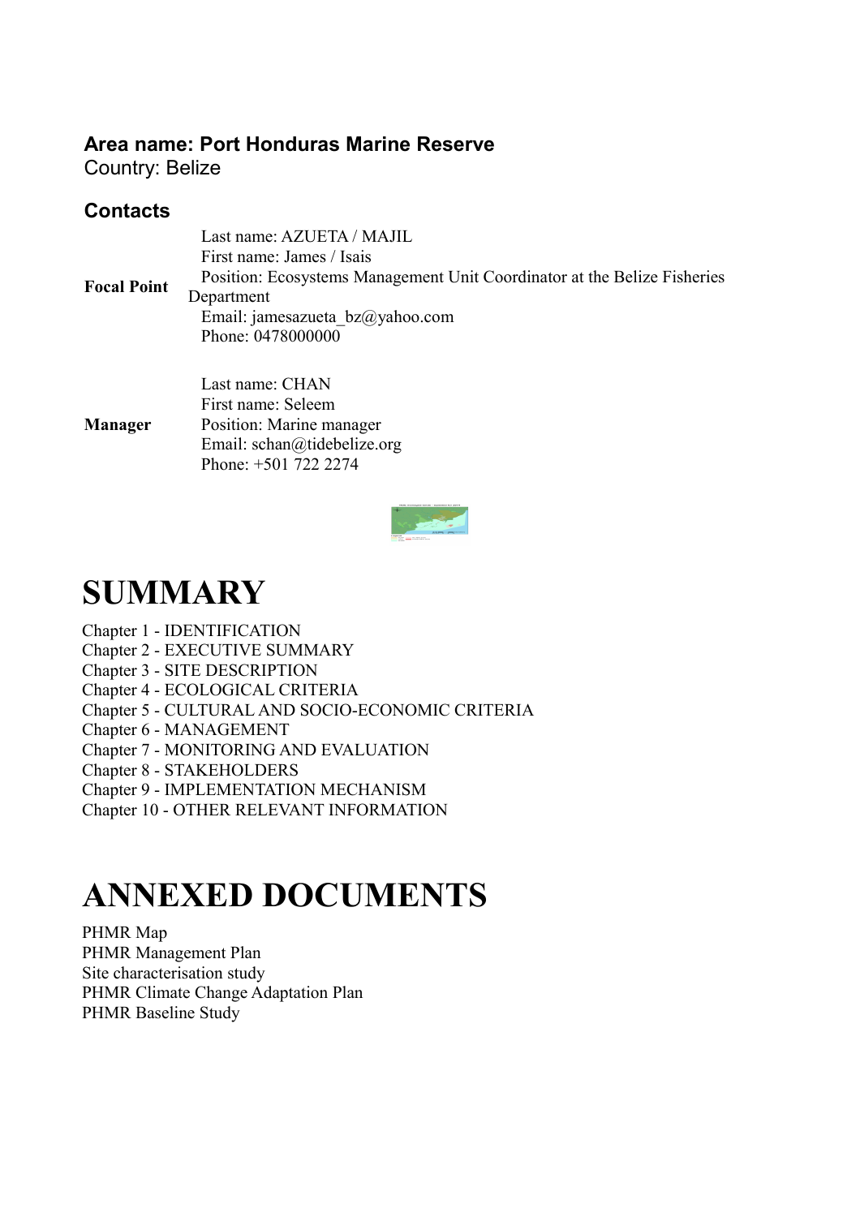**Area name: Port Honduras Marine Reserve**
Country: Belize

**Contacts**

| | |
|---|---|
| **Focal Point** | Last name: AZUETA / MAJIL<br>First name: James / Isais<br>Position: Ecosystems Management Unit Coordinator at the Belize Fisheries Department<br>Email: jamesazueta_bz@yahoo.com<br>Phone: 0478000000 |
| **Manager** | Last name: CHAN<br>First name: Seleem<br>Position: Marine manager<br>Email: schan@tidebelize.org<br>Phone: +501 722 2274 |

# SUMMARY

Chapter 1 - IDENTIFICATION
Chapter 2 - EXECUTIVE SUMMARY
Chapter 3 - SITE DESCRIPTION
Chapter 4 - ECOLOGICAL CRITERIA
Chapter 5 - CULTURAL AND SOCIO-ECONOMIC CRITERIA
Chapter 6 - MANAGEMENT
Chapter 7 - MONITORING AND EVALUATION
Chapter 8 - STAKEHOLDERS
Chapter 9 - IMPLEMENTATION MECHANISM
Chapter 10 - OTHER RELEVANT INFORMATION

# ANNEXED DOCUMENTS

PHMR Map
PHMR Management Plan
Site characterisation study
PHMR Climate Change Adaptation Plan
PHMR Baseline Study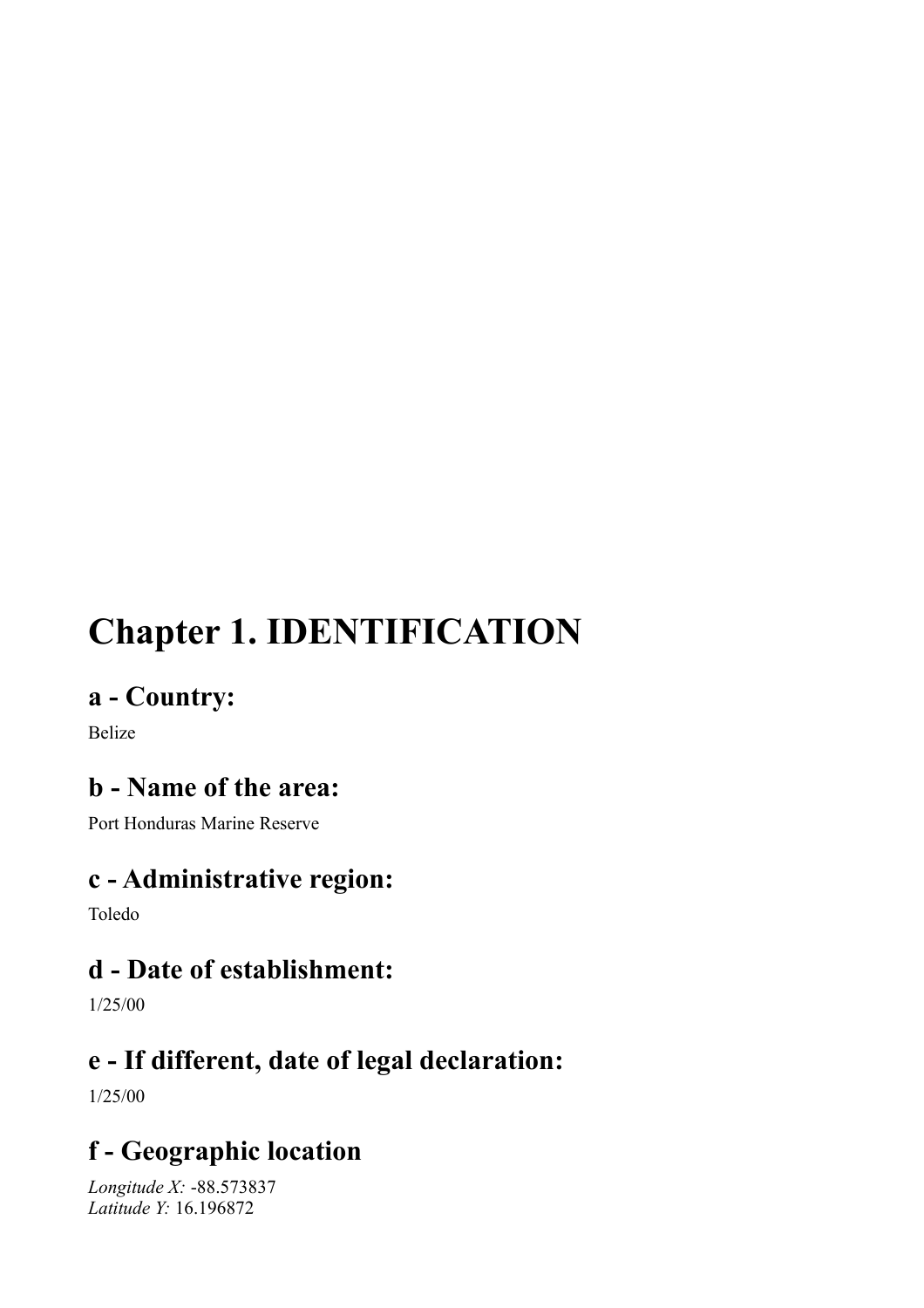# Chapter 1. IDENTIFICATION

## a - Country:

Belize

## b - Name of the area:

Port Honduras Marine Reserve

## c - Administrative region:

Toledo

## d - Date of establishment:

1/25/00

## e - If different, date of legal declaration:

1/25/00

## f - Geographic location

*Longitude X:* -88.573837
*Latitude Y:* 16.196872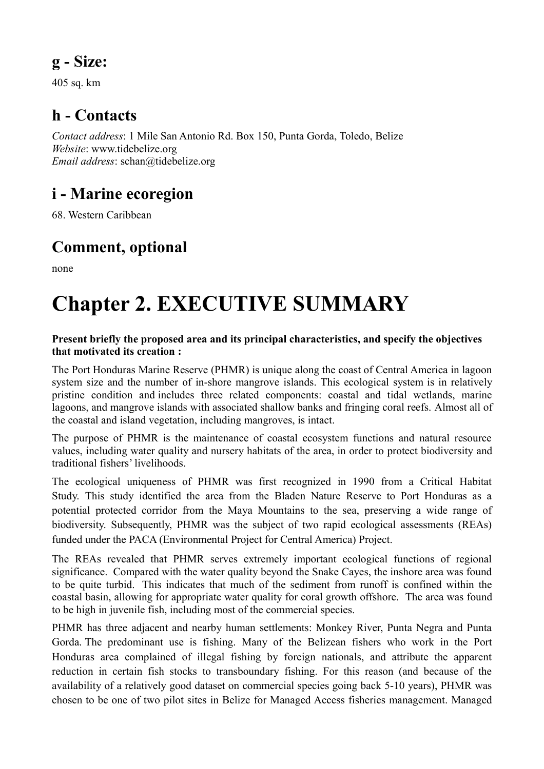## g - Size:

405 sq. km

## h - Contacts

*Contact address*: 1 Mile San Antonio Rd. Box 150, Punta Gorda, Toledo, Belize
*Website*: www.tidebelize.org
*Email address*: schan@tidebelize.org

## i - Marine ecoregion

68. Western Caribbean

## Comment, optional

none

# Chapter 2. EXECUTIVE SUMMARY

**Present briefly the proposed area and its principal characteristics, and specify the objectives that motivated its creation :**

The Port Honduras Marine Reserve (PHMR) is unique along the coast of Central America in lagoon system size and the number of in-shore mangrove islands. This ecological system is in relatively pristine condition and includes three related components: coastal and tidal wetlands, marine lagoons, and mangrove islands with associated shallow banks and fringing coral reefs. Almost all of the coastal and island vegetation, including mangroves, is intact.

The purpose of PHMR is the maintenance of coastal ecosystem functions and natural resource values, including water quality and nursery habitats of the area, in order to protect biodiversity and traditional fishers' livelihoods.

The ecological uniqueness of PHMR was first recognized in 1990 from a Critical Habitat Study. This study identified the area from the Bladen Nature Reserve to Port Honduras as a potential protected corridor from the Maya Mountains to the sea, preserving a wide range of biodiversity. Subsequently, PHMR was the subject of two rapid ecological assessments (REAs) funded under the PACA (Environmental Project for Central America) Project.

The REAs revealed that PHMR serves extremely important ecological functions of regional significance. Compared with the water quality beyond the Snake Cayes, the inshore area was found to be quite turbid. This indicates that much of the sediment from runoff is confined within the coastal basin, allowing for appropriate water quality for coral growth offshore. The area was found to be high in juvenile fish, including most of the commercial species.

PHMR has three adjacent and nearby human settlements: Monkey River, Punta Negra and Punta Gorda. The predominant use is fishing. Many of the Belizean fishers who work in the Port Honduras area complained of illegal fishing by foreign nationals, and attribute the apparent reduction in certain fish stocks to transboundary fishing. For this reason (and because of the availability of a relatively good dataset on commercial species going back 5-10 years), PHMR was chosen to be one of two pilot sites in Belize for Managed Access fisheries management. Managed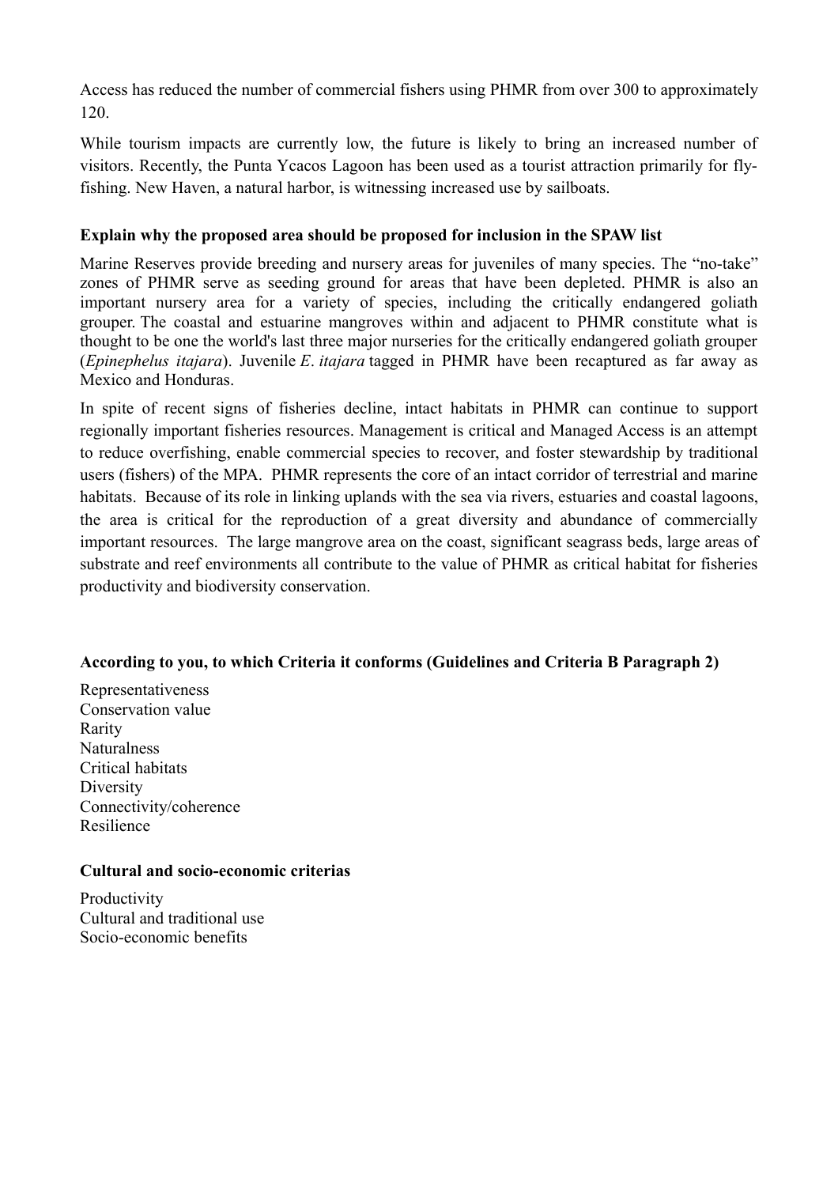Access has reduced the number of commercial fishers using PHMR from over 300 to approximately 120.

While tourism impacts are currently low, the future is likely to bring an increased number of visitors. Recently, the Punta Ycacos Lagoon has been used as a tourist attraction primarily for fly-fishing. New Haven, a natural harbor, is witnessing increased use by sailboats.

**Explain why the proposed area should be proposed for inclusion in the SPAW list**

Marine Reserves provide breeding and nursery areas for juveniles of many species. The "no-take" zones of PHMR serve as seeding ground for areas that have been depleted. PHMR is also an important nursery area for a variety of species, including the critically endangered goliath grouper. The coastal and estuarine mangroves within and adjacent to PHMR constitute what is thought to be one the world's last three major nurseries for the critically endangered goliath grouper (*Epinephelus itajara*). Juvenile *E. itajara* tagged in PHMR have been recaptured as far away as Mexico and Honduras.

In spite of recent signs of fisheries decline, intact habitats in PHMR can continue to support regionally important fisheries resources. Management is critical and Managed Access is an attempt to reduce overfishing, enable commercial species to recover, and foster stewardship by traditional users (fishers) of the MPA. PHMR represents the core of an intact corridor of terrestrial and marine habitats. Because of its role in linking uplands with the sea via rivers, estuaries and coastal lagoons, the area is critical for the reproduction of a great diversity and abundance of commercially important resources. The large mangrove area on the coast, significant seagrass beds, large areas of substrate and reef environments all contribute to the value of PHMR as critical habitat for fisheries productivity and biodiversity conservation.

**According to you, to which Criteria it conforms (Guidelines and Criteria B Paragraph 2)**

Representativeness
Conservation value
Rarity
Naturalness
Critical habitats
Diversity
Connectivity/coherence
Resilience

**Cultural and socio-economic criterias**

Productivity
Cultural and traditional use
Socio-economic benefits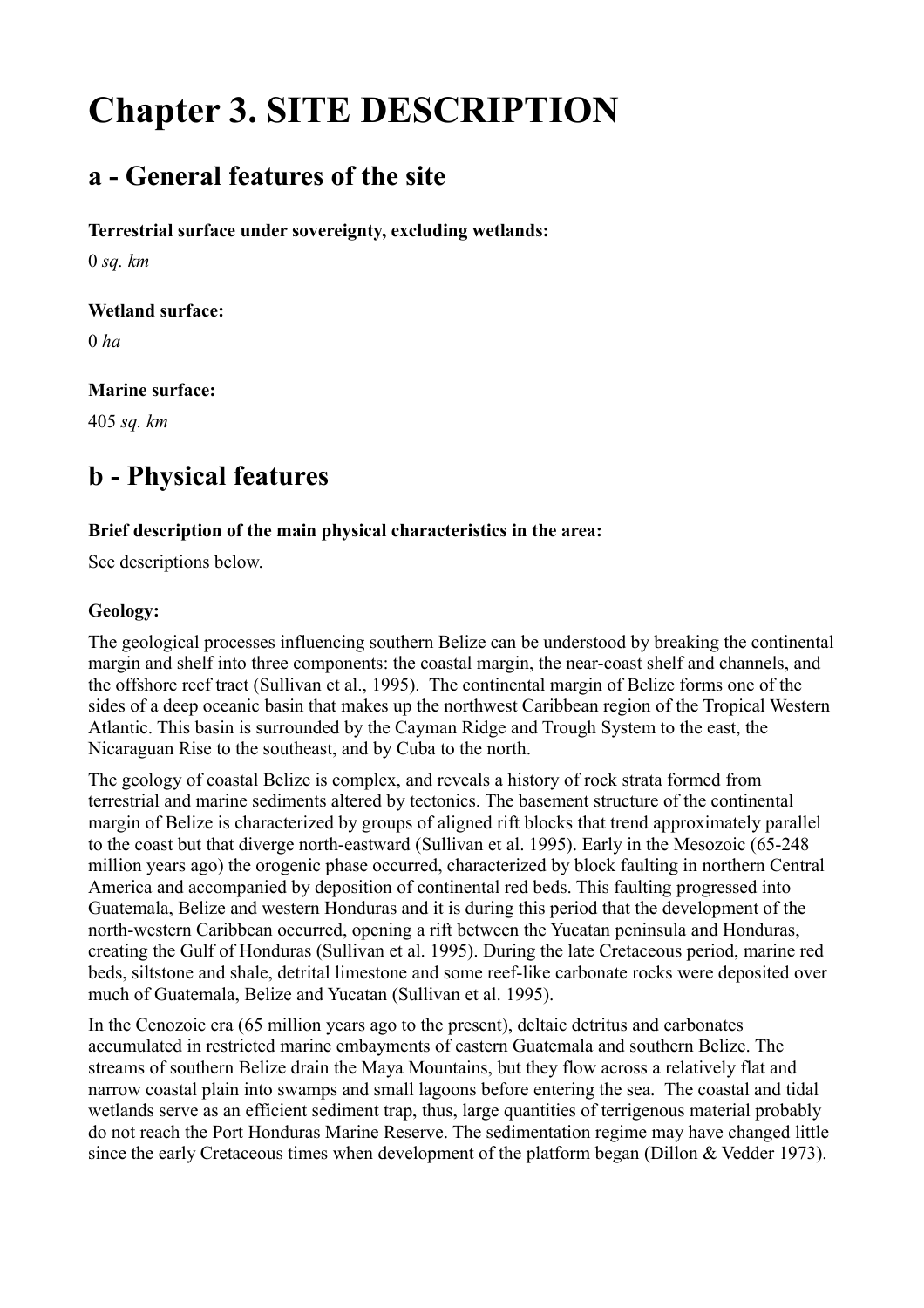# Chapter 3. SITE DESCRIPTION

## a - General features of the site

**Terrestrial surface under sovereignty, excluding wetlands:**

0 *sq. km*

**Wetland surface:**

0 *ha*

**Marine surface:**

405 *sq. km*

## b - Physical features

**Brief description of the main physical characteristics in the area:**

See descriptions below.

**Geology:**

The geological processes influencing southern Belize can be understood by breaking the continental margin and shelf into three components: the coastal margin, the near-coast shelf and channels, and the offshore reef tract (Sullivan et al., 1995). The continental margin of Belize forms one of the sides of a deep oceanic basin that makes up the northwest Caribbean region of the Tropical Western Atlantic. This basin is surrounded by the Cayman Ridge and Trough System to the east, the Nicaraguan Rise to the southeast, and by Cuba to the north.

The geology of coastal Belize is complex, and reveals a history of rock strata formed from terrestrial and marine sediments altered by tectonics. The basement structure of the continental margin of Belize is characterized by groups of aligned rift blocks that trend approximately parallel to the coast but that diverge north-eastward (Sullivan et al. 1995). Early in the Mesozoic (65-248 million years ago) the orogenic phase occurred, characterized by block faulting in northern Central America and accompanied by deposition of continental red beds. This faulting progressed into Guatemala, Belize and western Honduras and it is during this period that the development of the north-western Caribbean occurred, opening a rift between the Yucatan peninsula and Honduras, creating the Gulf of Honduras (Sullivan et al. 1995). During the late Cretaceous period, marine red beds, siltstone and shale, detrital limestone and some reef-like carbonate rocks were deposited over much of Guatemala, Belize and Yucatan (Sullivan et al. 1995).

In the Cenozoic era (65 million years ago to the present), deltaic detritus and carbonates accumulated in restricted marine embayments of eastern Guatemala and southern Belize. The streams of southern Belize drain the Maya Mountains, but they flow across a relatively flat and narrow coastal plain into swamps and small lagoons before entering the sea. The coastal and tidal wetlands serve as an efficient sediment trap, thus, large quantities of terrigenous material probably do not reach the Port Honduras Marine Reserve. The sedimentation regime may have changed little since the early Cretaceous times when development of the platform began (Dillon & Vedder 1973).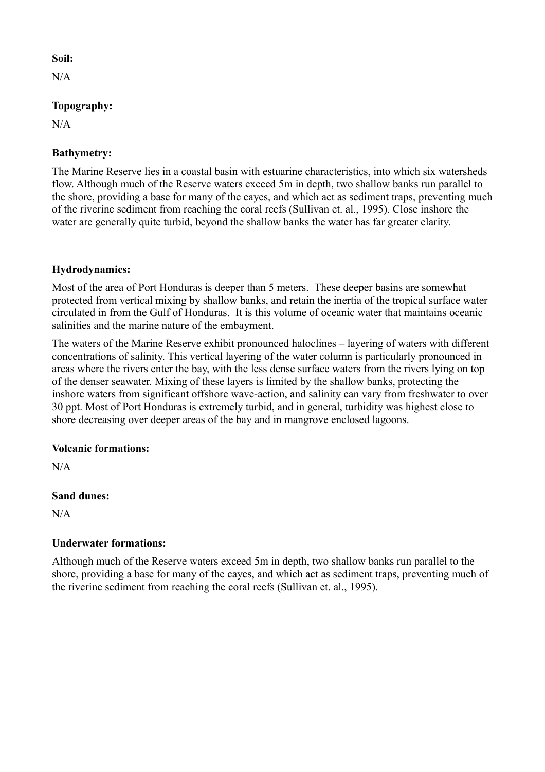**Soil:**

N/A

**Topography:**

N/A

**Bathymetry:**

The Marine Reserve lies in a coastal basin with estuarine characteristics, into which six watersheds flow. Although much of the Reserve waters exceed 5m in depth, two shallow banks run parallel to the shore, providing a base for many of the cayes, and which act as sediment traps, preventing much of the riverine sediment from reaching the coral reefs (Sullivan et. al., 1995). Close inshore the water are generally quite turbid, beyond the shallow banks the water has far greater clarity.

**Hydrodynamics:**

Most of the area of Port Honduras is deeper than 5 meters. These deeper basins are somewhat protected from vertical mixing by shallow banks, and retain the inertia of the tropical surface water circulated in from the Gulf of Honduras. It is this volume of oceanic water that maintains oceanic salinities and the marine nature of the embayment.

The waters of the Marine Reserve exhibit pronounced haloclines – layering of waters with different concentrations of salinity. This vertical layering of the water column is particularly pronounced in areas where the rivers enter the bay, with the less dense surface waters from the rivers lying on top of the denser seawater. Mixing of these layers is limited by the shallow banks, protecting the inshore waters from significant offshore wave-action, and salinity can vary from freshwater to over 30 ppt. Most of Port Honduras is extremely turbid, and in general, turbidity was highest close to shore decreasing over deeper areas of the bay and in mangrove enclosed lagoons.

**Volcanic formations:**

N/A

**Sand dunes:**

N/A

**Underwater formations:**

Although much of the Reserve waters exceed 5m in depth, two shallow banks run parallel to the shore, providing a base for many of the cayes, and which act as sediment traps, preventing much of the riverine sediment from reaching the coral reefs (Sullivan et. al., 1995).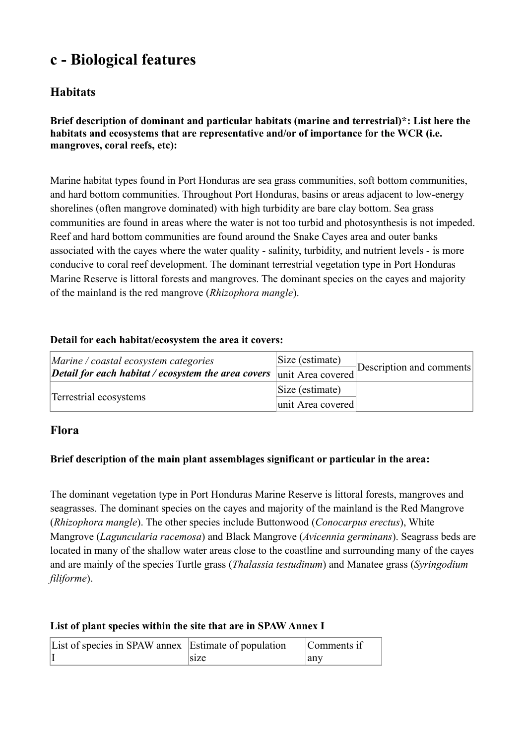## c - Biological features

### Habitats

**Brief description of dominant and particular habitats (marine and terrestrial)*: List here the habitats and ecosystems that are representative and/or of importance for the WCR (i.e. mangroves, coral reefs, etc):**

Marine habitat types found in Port Honduras are sea grass communities, soft bottom communities, and hard bottom communities. Throughout Port Honduras, basins or areas adjacent to low-energy shorelines (often mangrove dominated) with high turbidity are bare clay bottom. Sea grass communities are found in areas where the water is not too turbid and photosynthesis is not impeded. Reef and hard bottom communities are found around the Snake Cayes area and outer banks associated with the cayes where the water quality - salinity, turbidity, and nutrient levels - is more conducive to coral reef development. The dominant terrestrial vegetation type in Port Honduras Marine Reserve is littoral forests and mangroves. The dominant species on the cayes and majority of the mainland is the red mangrove (*Rhizophora mangle*).

**Detail for each habitat/ecosystem the area it covers:**

| *Marine / coastal ecosystem categories* ***Detail for each habitat / ecosystem the area covers*** | Size (estimate) | | Description and comments |
|---|---|---|---|
| | unit | Area covered | |
| Terrestrial ecosystems | Size (estimate) | | |
| | unit | Area covered | |

### Flora

**Brief description of the main plant assemblages significant or particular in the area:**

The dominant vegetation type in Port Honduras Marine Reserve is littoral forests, mangroves and seagrasses. The dominant species on the cayes and majority of the mainland is the Red Mangrove (*Rhizophora mangle*). The other species include Buttonwood (*Conocarpus erectus*), White Mangrove (*Laguncularia racemosa*) and Black Mangrove (*Avicennia germinans*). Seagrass beds are located in many of the shallow water areas close to the coastline and surrounding many of the cayes and are mainly of the species Turtle grass (*Thalassia testudinum*) and Manatee grass (*Syringodium filiforme*).

**List of plant species within the site that are in SPAW Annex I**

| List of species in SPAW annex I | Estimate of population size | Comments if any |
|---|---|---|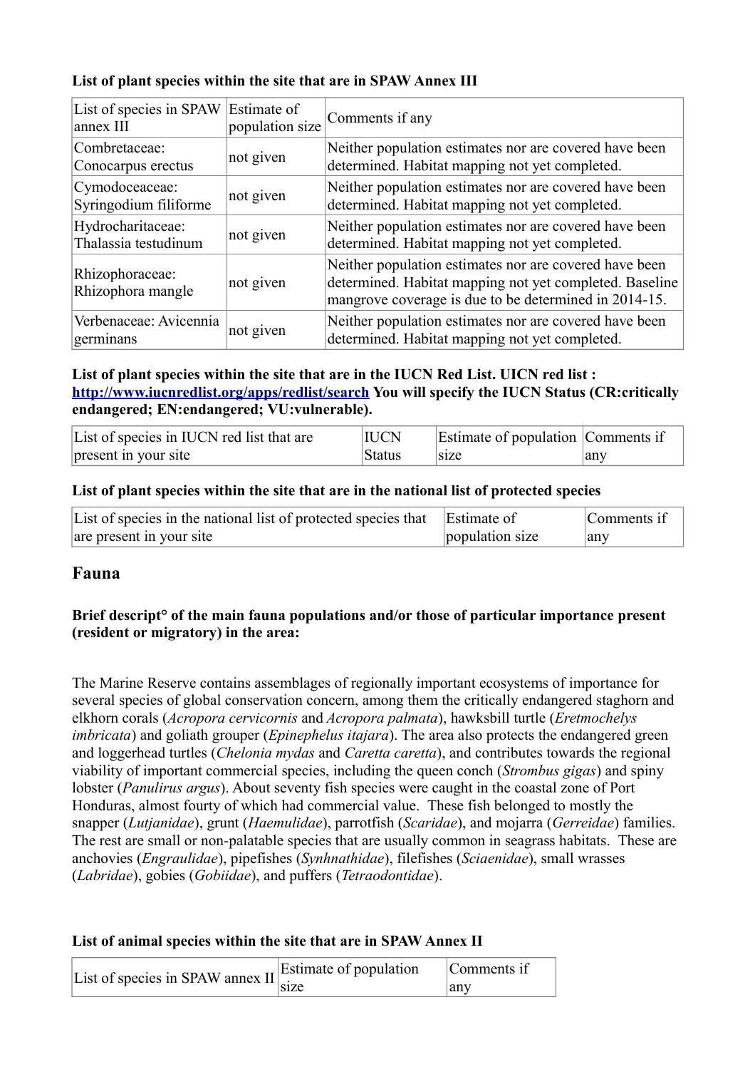**List of plant species within the site that are in SPAW Annex III**

| List of species in SPAW annex III | Estimate of population size | Comments if any |
|---|---|---|
| Combretaceae: Conocarpus erectus | not given | Neither population estimates nor are covered have been determined. Habitat mapping not yet completed. |
| Cymodoceaceae: Syringodium filiforme | not given | Neither population estimates nor are covered have been determined. Habitat mapping not yet completed. |
| Hydrocharitaceae: Thalassia testudinum | not given | Neither population estimates nor are covered have been determined. Habitat mapping not yet completed. |
| Rhizophoraceae: Rhizophora mangle | not given | Neither population estimates nor are covered have been determined. Habitat mapping not yet completed. Baseline mangrove coverage is due to be determined in 2014-15. |
| Verbenaceae: Avicennia germinans | not given | Neither population estimates nor are covered have been determined. Habitat mapping not yet completed. |

**List of plant species within the site that are in the IUCN Red List. UICN red list : [http://www.iucnredlist.org/apps/redlist/search](http://www.iucnredlist.org/apps/redlist/search) You will specify the IUCN Status (CR:critically endangered; EN:endangered; VU:vulnerable).**

| List of species in IUCN red list that are present in your site | IUCN Status | Estimate of population size | Comments if any |
|---|---|---|---|

**List of plant species within the site that are in the national list of protected species**

| List of species in the national list of protected species that are present in your site | Estimate of population size | Comments if any |
|---|---|---|

## Fauna

**Brief descript° of the main fauna populations and/or those of particular importance present (resident or migratory) in the area:**

The Marine Reserve contains assemblages of regionally important ecosystems of importance for several species of global conservation concern, among them the critically endangered staghorn and elkhorn corals (*Acropora cervicornis* and *Acropora palmata*), hawksbill turtle (*Eretmochelys imbricata*) and goliath grouper (*Epinephelus itajara*). The area also protects the endangered green and loggerhead turtles (*Chelonia mydas* and *Caretta caretta*), and contributes towards the regional viability of important commercial species, including the queen conch (*Strombus gigas*) and spiny lobster (*Panulirus argus*). About seventy fish species were caught in the coastal zone of Port Honduras, almost fourty of which had commercial value. These fish belonged to mostly the snapper (*Lutjanidae*), grunt (*Haemulidae*), parrotfish (*Scaridae*), and mojarra (*Gerreidae*) families. The rest are small or non-palatable species that are usually common in seagrass habitats. These are anchovies (*Engraulidae*), pipefishes (*Synhnathidae*), filefishes (*Sciaenidae*), small wrasses (*Labridae*), gobies (*Gobiidae*), and puffers (*Tetraodontidae*).

**List of animal species within the site that are in SPAW Annex II**

| List of species in SPAW annex II | Estimate of population size | Comments if any |
|---|---|---|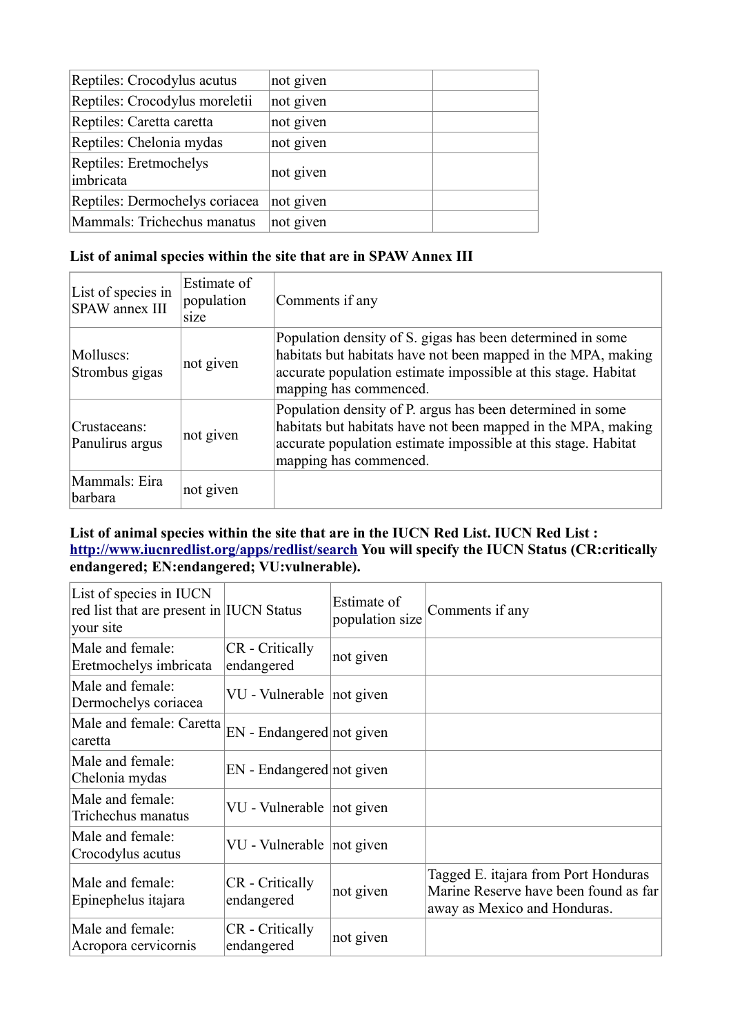| Reptiles: Crocodylus acutus | not given | |
|---|---|---|
| Reptiles: Crocodylus moreletii | not given | |
| Reptiles: Caretta caretta | not given | |
| Reptiles: Chelonia mydas | not given | |
| Reptiles: Eretmochelys imbricata | not given | |
| Reptiles: Dermochelys coriacea | not given | |
| Mammals: Trichechus manatus | not given | |

**List of animal species within the site that are in SPAW Annex III**

| List of species in SPAW annex III | Estimate of population size | Comments if any |
|---|---|---|
| Molluscs: Strombus gigas | not given | Population density of S. gigas has been determined in some habitats but habitats have not been mapped in the MPA, making accurate population estimate impossible at this stage. Habitat mapping has commenced. |
| Crustaceans: Panulirus argus | not given | Population density of P. argus has been determined in some habitats but habitats have not been mapped in the MPA, making accurate population estimate impossible at this stage. Habitat mapping has commenced. |
| Mammals: Eira barbara | not given | |

**List of animal species within the site that are in the IUCN Red List. IUCN Red List : http://www.iucnredlist.org/apps/redlist/search You will specify the IUCN Status (CR:critically endangered; EN:endangered; VU:vulnerable).**

| List of species in IUCN red list that are present in your site | IUCN Status | Estimate of population size | Comments if any |
|---|---|---|---|
| Male and female: Eretmochelys imbricata | CR - Critically endangered | not given | |
| Male and female: Dermochelys coriacea | VU - Vulnerable | not given | |
| Male and female: Caretta caretta | EN - Endangered | not given | |
| Male and female: Chelonia mydas | EN - Endangered | not given | |
| Male and female: Trichechus manatus | VU - Vulnerable | not given | |
| Male and female: Crocodylus acutus | VU - Vulnerable | not given | |
| Male and female: Epinephelus itajara | CR - Critically endangered | not given | Tagged E. itajara from Port Honduras Marine Reserve have been found as far away as Mexico and Honduras. |
| Male and female: Acropora cervicornis | CR - Critically endangered | not given | |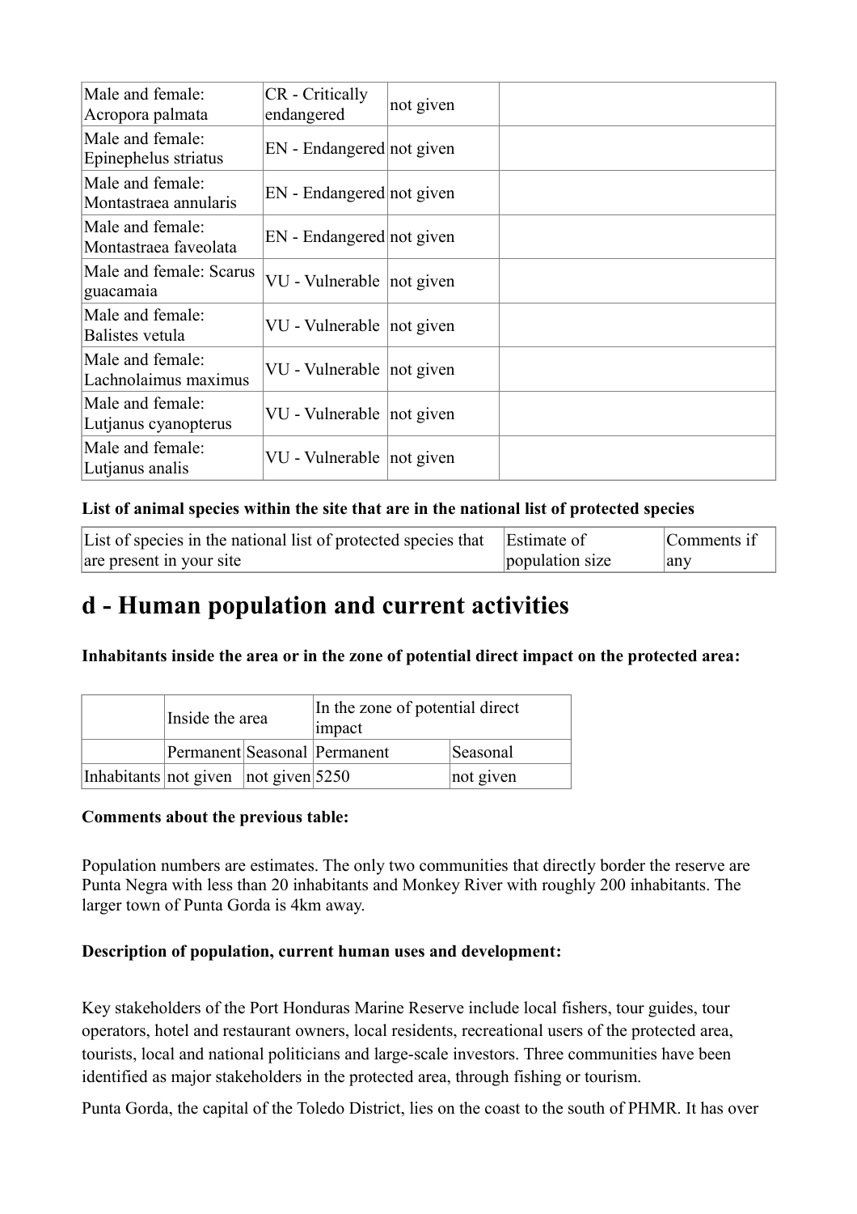| | | | |
|---|---|---|---|
| Male and female: Acropora palmata | CR - Critically endangered | not given | |
| Male and female: Epinephelus striatus | EN - Endangered | not given | |
| Male and female: Montastraea annularis | EN - Endangered | not given | |
| Male and female: Montastraea faveolata | EN - Endangered | not given | |
| Male and female: Scarus guacamaia | VU - Vulnerable | not given | |
| Male and female: Balistes vetula | VU - Vulnerable | not given | |
| Male and female: Lachnolaimus maximus | VU - Vulnerable | not given | |
| Male and female: Lutjanus cyanopterus | VU - Vulnerable | not given | |
| Male and female: Lutjanus analis | VU - Vulnerable | not given | |

**List of animal species within the site that are in the national list of protected species**

| List of species in the national list of protected species that are present in your site | Estimate of population size | Comments if any |
|---|---|---|

# d - Human population and current activities

**Inhabitants inside the area or in the zone of potential direct impact on the protected area:**

| | Inside the area | | In the zone of potential direct impact | |
|---|---|---|---|---|
| | Permanent | Seasonal | Permanent | Seasonal |
| Inhabitants | not given | not given | 5250 | not given |

**Comments about the previous table:**

Population numbers are estimates. The only two communities that directly border the reserve are Punta Negra with less than 20 inhabitants and Monkey River with roughly 200 inhabitants. The larger town of Punta Gorda is 4km away.

**Description of population, current human uses and development:**

Key stakeholders of the Port Honduras Marine Reserve include local fishers, tour guides, tour operators, hotel and restaurant owners, local residents, recreational users of the protected area, tourists, local and national politicians and large-scale investors. Three communities have been identified as major stakeholders in the protected area, through fishing or tourism.

Punta Gorda, the capital of the Toledo District, lies on the coast to the south of PHMR. It has over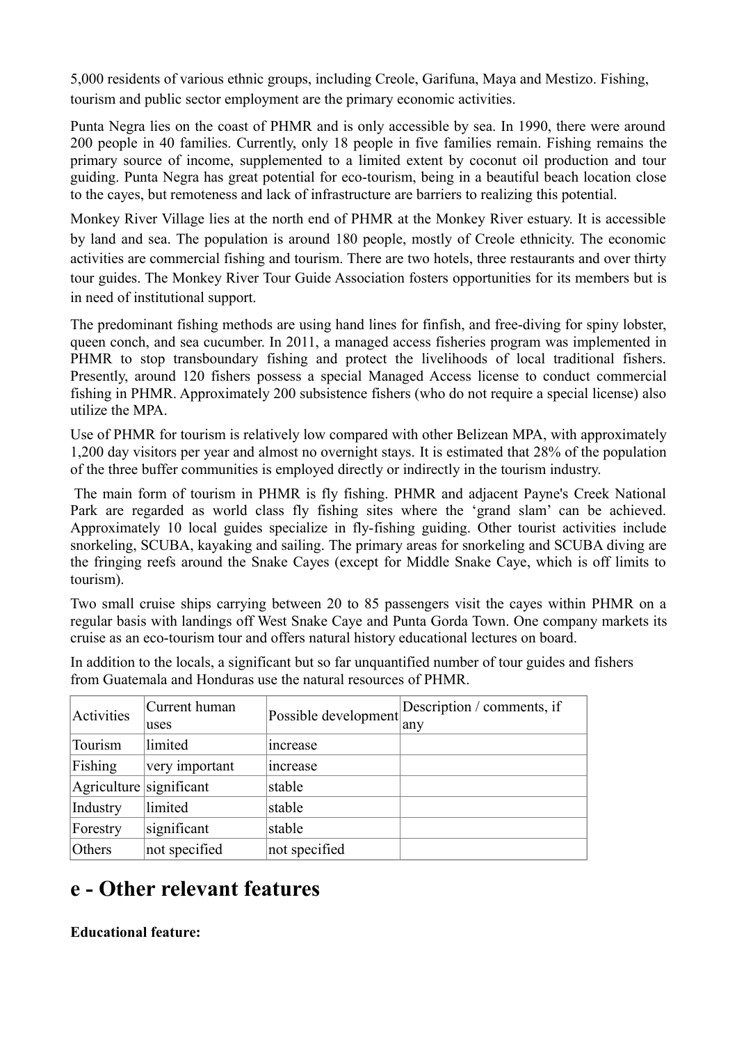5,000 residents of various ethnic groups, including Creole, Garifuna, Maya and Mestizo. Fishing, tourism and public sector employment are the primary economic activities.

Punta Negra lies on the coast of PHMR and is only accessible by sea. In 1990, there were around 200 people in 40 families. Currently, only 18 people in five families remain. Fishing remains the primary source of income, supplemented to a limited extent by coconut oil production and tour guiding. Punta Negra has great potential for eco-tourism, being in a beautiful beach location close to the cayes, but remoteness and lack of infrastructure are barriers to realizing this potential.

Monkey River Village lies at the north end of PHMR at the Monkey River estuary. It is accessible by land and sea. The population is around 180 people, mostly of Creole ethnicity. The economic activities are commercial fishing and tourism. There are two hotels, three restaurants and over thirty tour guides. The Monkey River Tour Guide Association fosters opportunities for its members but is in need of institutional support.

The predominant fishing methods are using hand lines for finfish, and free-diving for spiny lobster, queen conch, and sea cucumber. In 2011, a managed access fisheries program was implemented in PHMR to stop transboundary fishing and protect the livelihoods of local traditional fishers. Presently, around 120 fishers possess a special Managed Access license to conduct commercial fishing in PHMR. Approximately 200 subsistence fishers (who do not require a special license) also utilize the MPA.

Use of PHMR for tourism is relatively low compared with other Belizean MPA, with approximately 1,200 day visitors per year and almost no overnight stays. It is estimated that 28% of the population of the three buffer communities is employed directly or indirectly in the tourism industry.

The main form of tourism in PHMR is fly fishing. PHMR and adjacent Payne's Creek National Park are regarded as world class fly fishing sites where the 'grand slam' can be achieved. Approximately 10 local guides specialize in fly-fishing guiding. Other tourist activities include snorkeling, SCUBA, kayaking and sailing. The primary areas for snorkeling and SCUBA diving are the fringing reefs around the Snake Cayes (except for Middle Snake Caye, which is off limits to tourism).

Two small cruise ships carrying between 20 to 85 passengers visit the cayes within PHMR on a regular basis with landings off West Snake Caye and Punta Gorda Town. One company markets its cruise as an eco-tourism tour and offers natural history educational lectures on board.

In addition to the locals, a significant but so far unquantified number of tour guides and fishers from Guatemala and Honduras use the natural resources of PHMR.

| Activities | Current human uses | Possible development | Description / comments, if any |
|---|---|---|---|
| Tourism | limited | increase | |
| Fishing | very important | increase | |
| Agriculture | significant | stable | |
| Industry | limited | stable | |
| Forestry | significant | stable | |
| Others | not specified | not specified | |

# e - Other relevant features

**Educational feature:**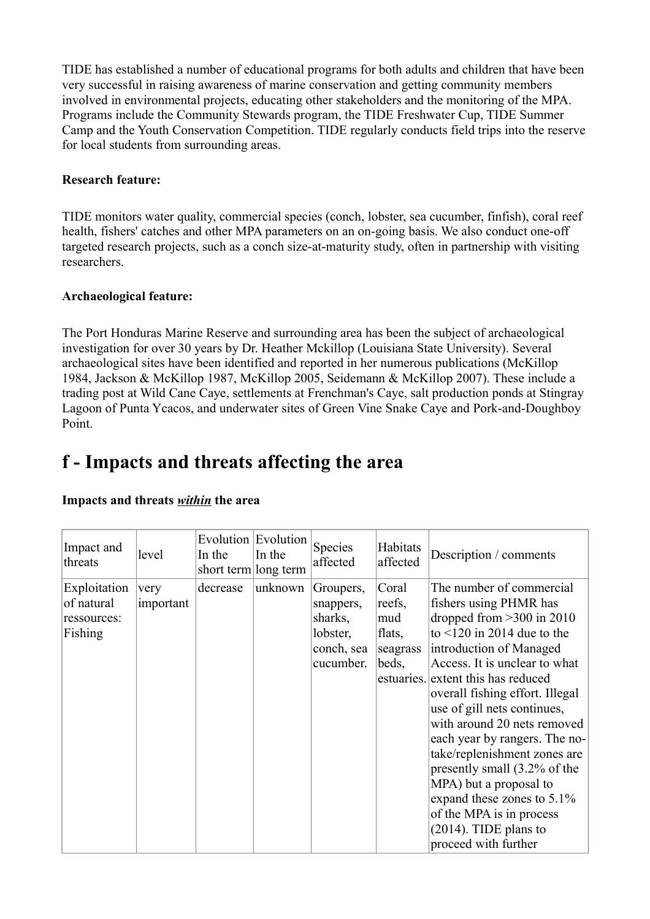TIDE has established a number of educational programs for both adults and children that have been very successful in raising awareness of marine conservation and getting community members involved in environmental projects, educating other stakeholders and the monitoring of the MPA. Programs include the Community Stewards program, the TIDE Freshwater Cup, TIDE Summer Camp and the Youth Conservation Competition. TIDE regularly conducts field trips into the reserve for local students from surrounding areas.

**Research feature:**

TIDE monitors water quality, commercial species (conch, lobster, sea cucumber, finfish), coral reef health, fishers' catches and other MPA parameters on an on-going basis. We also conduct one-off targeted research projects, such as a conch size-at-maturity study, often in partnership with visiting researchers.

**Archaeological feature:**

The Port Honduras Marine Reserve and surrounding area has been the subject of archaeological investigation for over 30 years by Dr. Heather Mckillop (Louisiana State University). Several archaeological sites have been identified and reported in her numerous publications (McKillop 1984, Jackson & McKillop 1987, McKillop 2005, Seidemann & McKillop 2007). These include a trading post at Wild Cane Caye, settlements at Frenchman's Caye, salt production ponds at Stingray Lagoon of Punta Ycacos, and underwater sites of Green Vine Snake Caye and Pork-and-Doughboy Point.

# f - Impacts and threats affecting the area

**Impacts and threats *within* the area**

| Impact and threats | level | Evolution In the short term | Evolution In the long term | Species affected | Habitats affected | Description / comments |
|---|---|---|---|---|---|---|
| Exploitation of natural ressources: Fishing | very important | decrease | unknown | Groupers, snappers, sharks, lobster, conch, sea cucumber. | Coral reefs, mud flats, seagrass beds, estuaries. | The number of commercial fishers using PHMR has dropped from >300 in 2010 to <120 in 2014 due to the introduction of Managed Access. It is unclear to what extent this has reduced overall fishing effort. Illegal use of gill nets continues, with around 20 nets removed each year by rangers. The no-take/replenishment zones are presently small (3.2% of the MPA) but a proposal to expand these zones to 5.1% of the MPA is in process (2014). TIDE plans to proceed with further |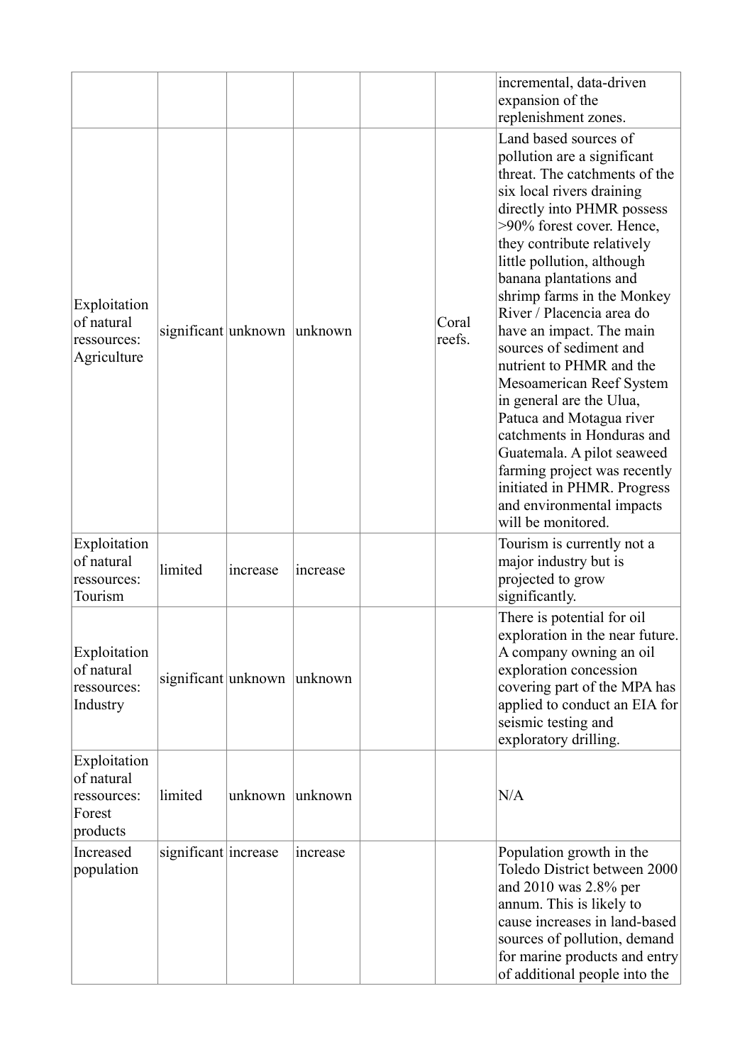| | | | | | | |
|---|---|---|---|---|---|---|
| | | | | | | incremental, data-driven expansion of the replenishment zones. |
| Exploitation of natural ressources: Agriculture | significant | unknown | unknown | | Coral reefs. | Land based sources of pollution are a significant threat. The catchments of the six local rivers draining directly into PHMR possess >90% forest cover. Hence, they contribute relatively little pollution, although banana plantations and shrimp farms in the Monkey River / Placencia area do have an impact. The main sources of sediment and nutrient to PHMR and the Mesoamerican Reef System in general are the Ulua, Patuca and Motagua river catchments in Honduras and Guatemala. A pilot seaweed farming project was recently initiated in PHMR. Progress and environmental impacts will be monitored. |
| Exploitation of natural ressources: Tourism | limited | increase | increase | | | Tourism is currently not a major industry but is projected to grow significantly. |
| Exploitation of natural ressources: Industry | significant | unknown | unknown | | | There is potential for oil exploration in the near future. A company owning an oil exploration concession covering part of the MPA has applied to conduct an EIA for seismic testing and exploratory drilling. |
| Exploitation of natural ressources: Forest products | limited | unknown | unknown | | | N/A |
| Increased population | significant | increase | increase | | | Population growth in the Toledo District between 2000 and 2010 was 2.8% per annum. This is likely to cause increases in land-based sources of pollution, demand for marine products and entry of additional people into the |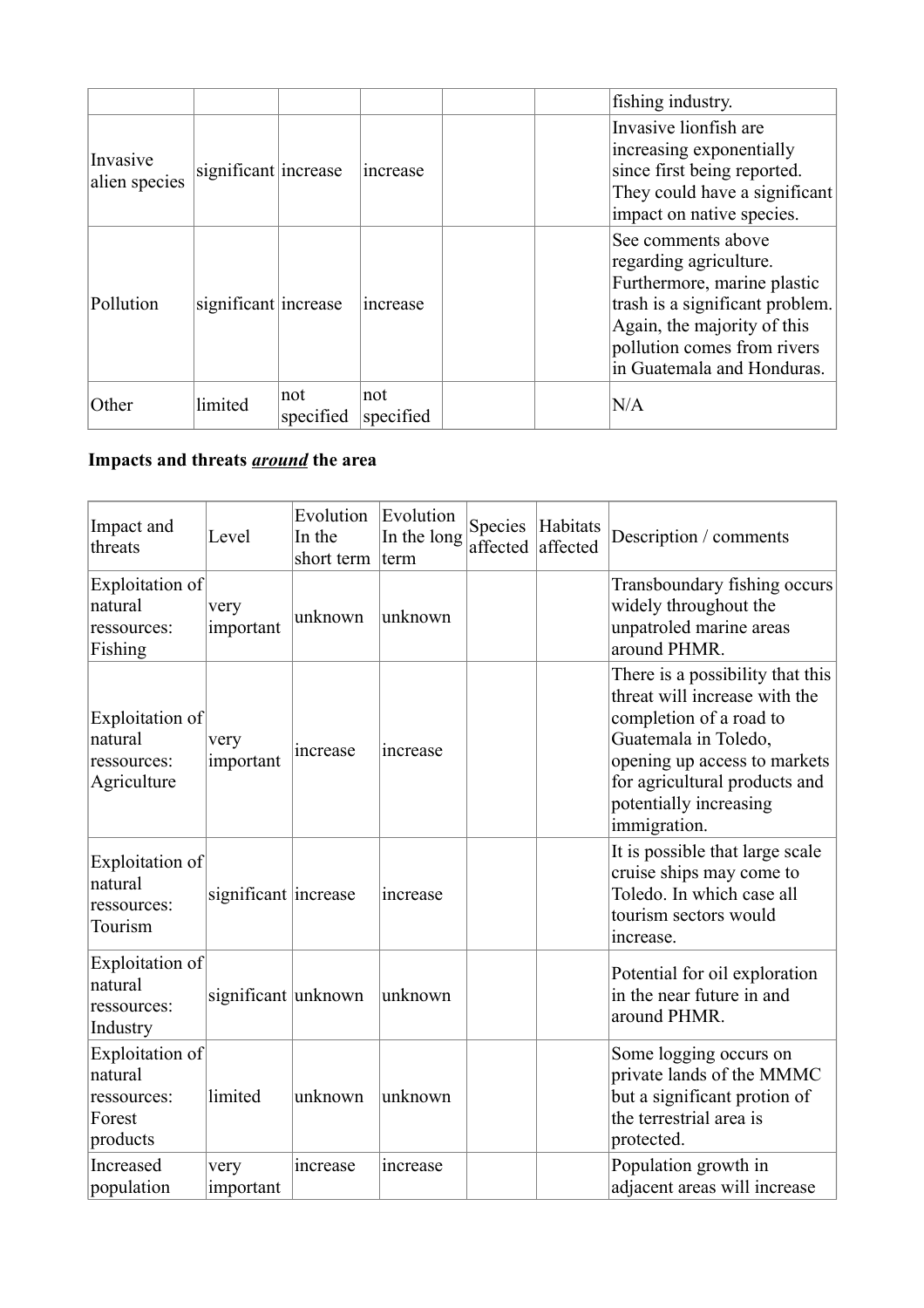| | | | | | | |
|---|---|---|---|---|---|---|
| | | | | | | fishing industry. |
| Invasive alien species | significant | increase | increase | | | Invasive lionfish are increasing exponentially since first being reported. They could have a significant impact on native species. |
| Pollution | significant | increase | increase | | | See comments above regarding agriculture. Furthermore, marine plastic trash is a significant problem. Again, the majority of this pollution comes from rivers in Guatemala and Honduras. |
| Other | limited | not specified | not specified | | | N/A |

**Impacts and threats _around_ the area**

| Impact and threats | Level | Evolution In the short term | Evolution In the long term | Species affected | Habitats affected | Description / comments |
|---|---|---|---|---|---|---|
| Exploitation of natural ressources: Fishing | very important | unknown | unknown | | | Transboundary fishing occurs widely throughout the unpatroled marine areas around PHMR. |
| Exploitation of natural ressources: Agriculture | very important | increase | increase | | | There is a possibility that this threat will increase with the completion of a road to Guatemala in Toledo, opening up access to markets for agricultural products and potentially increasing immigration. |
| Exploitation of natural ressources: Tourism | significant | increase | increase | | | It is possible that large scale cruise ships may come to Toledo. In which case all tourism sectors would increase. |
| Exploitation of natural ressources: Industry | significant | unknown | unknown | | | Potential for oil exploration in the near future in and around PHMR. |
| Exploitation of natural ressources: Forest products | limited | unknown | unknown | | | Some logging occurs on private lands of the MMMC but a significant protion of the terrestrial area is protected. |
| Increased population | very important | increase | increase | | | Population growth in adjacent areas will increase |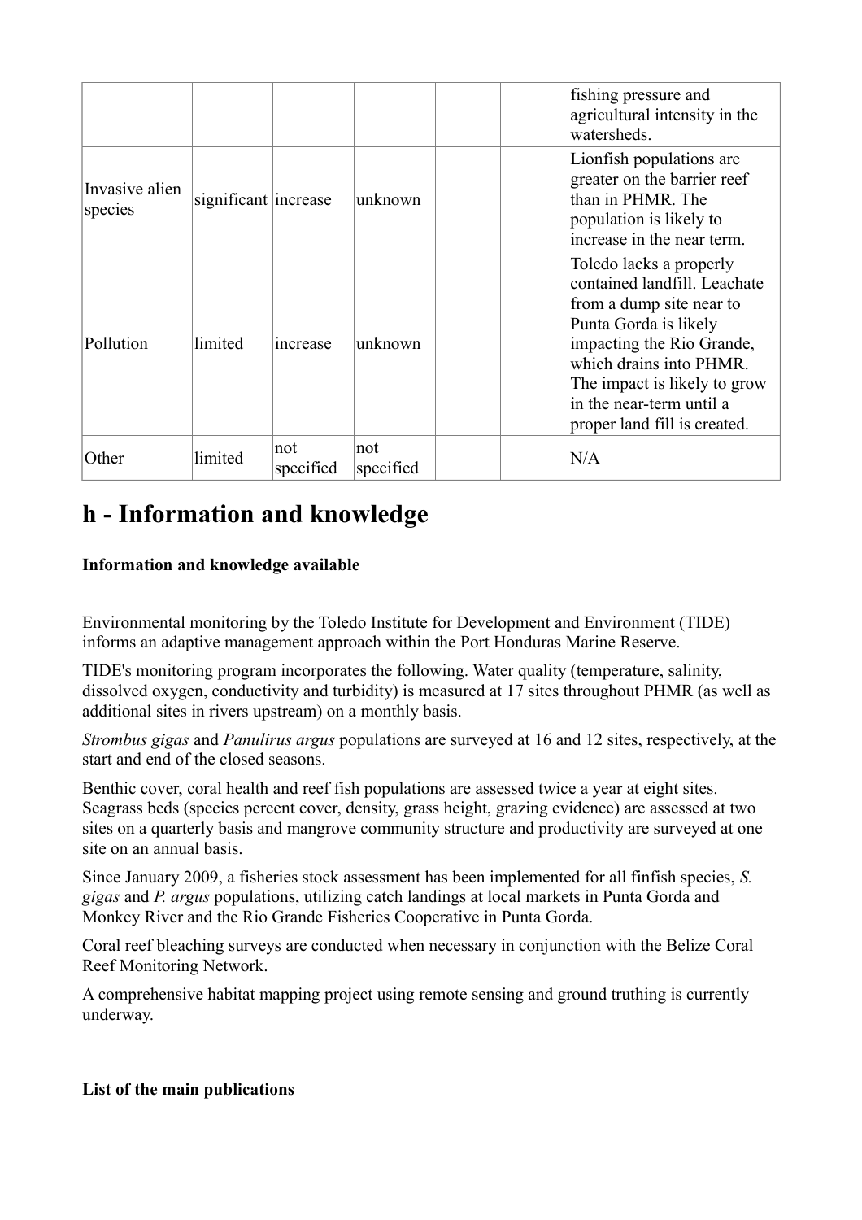| | | | | | | |
|---|---|---|---|---|---|---|
| | | | | | | fishing pressure and agricultural intensity in the watersheds. |
| Invasive alien species | significant | increase | unknown | | | Lionfish populations are greater on the barrier reef than in PHMR. The population is likely to increase in the near term. |
| Pollution | limited | increase | unknown | | | Toledo lacks a properly contained landfill. Leachate from a dump site near to Punta Gorda is likely impacting the Rio Grande, which drains into PHMR. The impact is likely to grow in the near-term until a proper land fill is created. |
| Other | limited | not specified | not specified | | | N/A |

# h - Information and knowledge

**Information and knowledge available**

Environmental monitoring by the Toledo Institute for Development and Environment (TIDE) informs an adaptive management approach within the Port Honduras Marine Reserve.

TIDE's monitoring program incorporates the following. Water quality (temperature, salinity, dissolved oxygen, conductivity and turbidity) is measured at 17 sites throughout PHMR (as well as additional sites in rivers upstream) on a monthly basis.

*Strombus gigas* and *Panulirus argus* populations are surveyed at 16 and 12 sites, respectively, at the start and end of the closed seasons.

Benthic cover, coral health and reef fish populations are assessed twice a year at eight sites. Seagrass beds (species percent cover, density, grass height, grazing evidence) are assessed at two sites on a quarterly basis and mangrove community structure and productivity are surveyed at one site on an annual basis.

Since January 2009, a fisheries stock assessment has been implemented for all finfish species, *S. gigas* and *P. argus* populations, utilizing catch landings at local markets in Punta Gorda and Monkey River and the Rio Grande Fisheries Cooperative in Punta Gorda.

Coral reef bleaching surveys are conducted when necessary in conjunction with the Belize Coral Reef Monitoring Network.

A comprehensive habitat mapping project using remote sensing and ground truthing is currently underway.

**List of the main publications**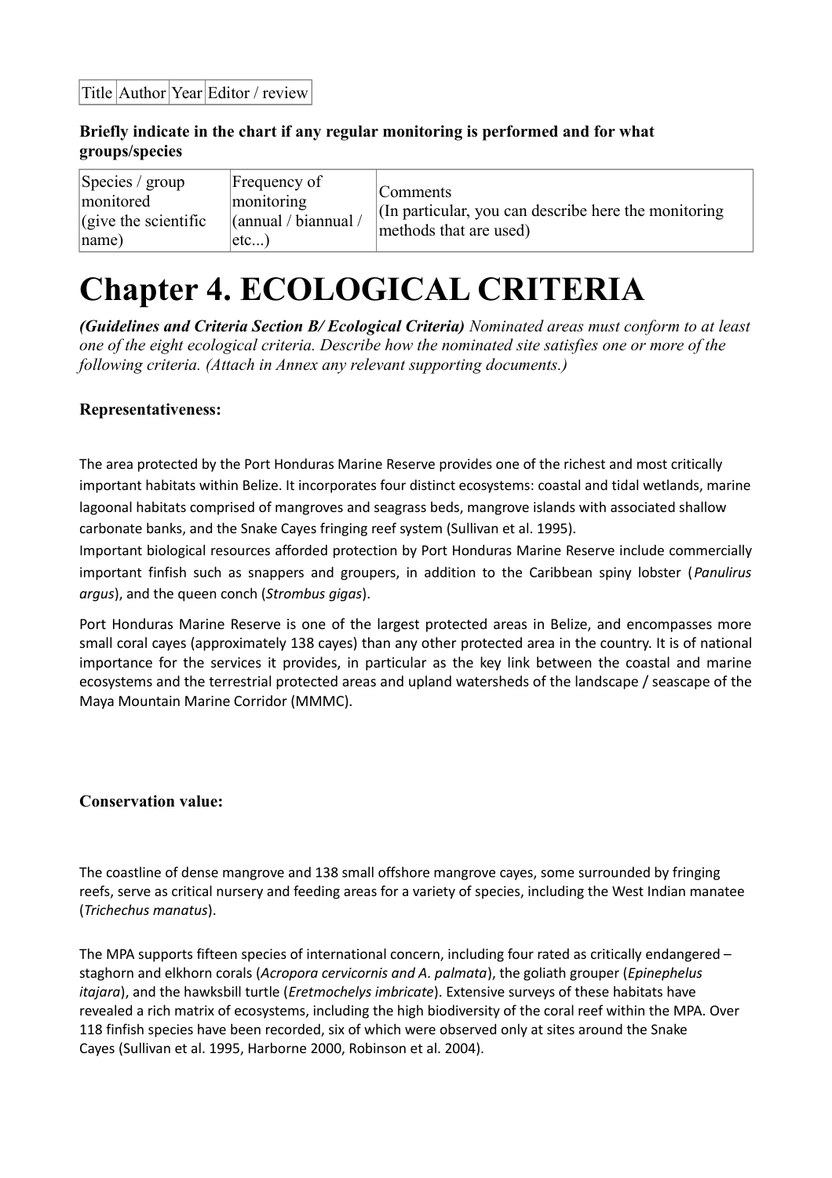| Title | Author | Year | Editor / review |
|---|---|---|---|

**Briefly indicate in the chart if any regular monitoring is performed and for what groups/species**

| Species / group monitored (give the scientific name) | Frequency of monitoring (annual / biannual / etc...) | Comments (In particular, you can describe here the monitoring methods that are used) |
|---|---|---|

# Chapter 4. ECOLOGICAL CRITERIA

***(Guidelines and Criteria Section B/ Ecological Criteria)*** *Nominated areas must conform to at least one of the eight ecological criteria. Describe how the nominated site satisfies one or more of the following criteria. (Attach in Annex any relevant supporting documents.)*

**Representativeness:**

The area protected by the Port Honduras Marine Reserve provides one of the richest and most critically important habitats within Belize. It incorporates four distinct ecosystems: coastal and tidal wetlands, marine lagoonal habitats comprised of mangroves and seagrass beds, mangrove islands with associated shallow carbonate banks, and the Snake Cayes fringing reef system (Sullivan et al. 1995).

Important biological resources afforded protection by Port Honduras Marine Reserve include commercially important finfish such as snappers and groupers, in addition to the Caribbean spiny lobster (*Panulirus argus*), and the queen conch (*Strombus gigas*).

Port Honduras Marine Reserve is one of the largest protected areas in Belize, and encompasses more small coral cayes (approximately 138 cayes) than any other protected area in the country. It is of national importance for the services it provides, in particular as the key link between the coastal and marine ecosystems and the terrestrial protected areas and upland watersheds of the landscape / seascape of the Maya Mountain Marine Corridor (MMMC).

**Conservation value:**

The coastline of dense mangrove and 138 small offshore mangrove cayes, some surrounded by fringing reefs, serve as critical nursery and feeding areas for a variety of species, including the West Indian manatee (*Trichechus manatus*).

The MPA supports fifteen species of international concern, including four rated as critically endangered – staghorn and elkhorn corals (*Acropora cervicornis and A. palmata*), the goliath grouper (*Epinephelus itajara*), and the hawksbill turtle (*Eretmochelys imbricate*). Extensive surveys of these habitats have revealed a rich matrix of ecosystems, including the high biodiversity of the coral reef within the MPA. Over 118 finfish species have been recorded, six of which were observed only at sites around the Snake Cayes (Sullivan et al. 1995, Harborne 2000, Robinson et al. 2004).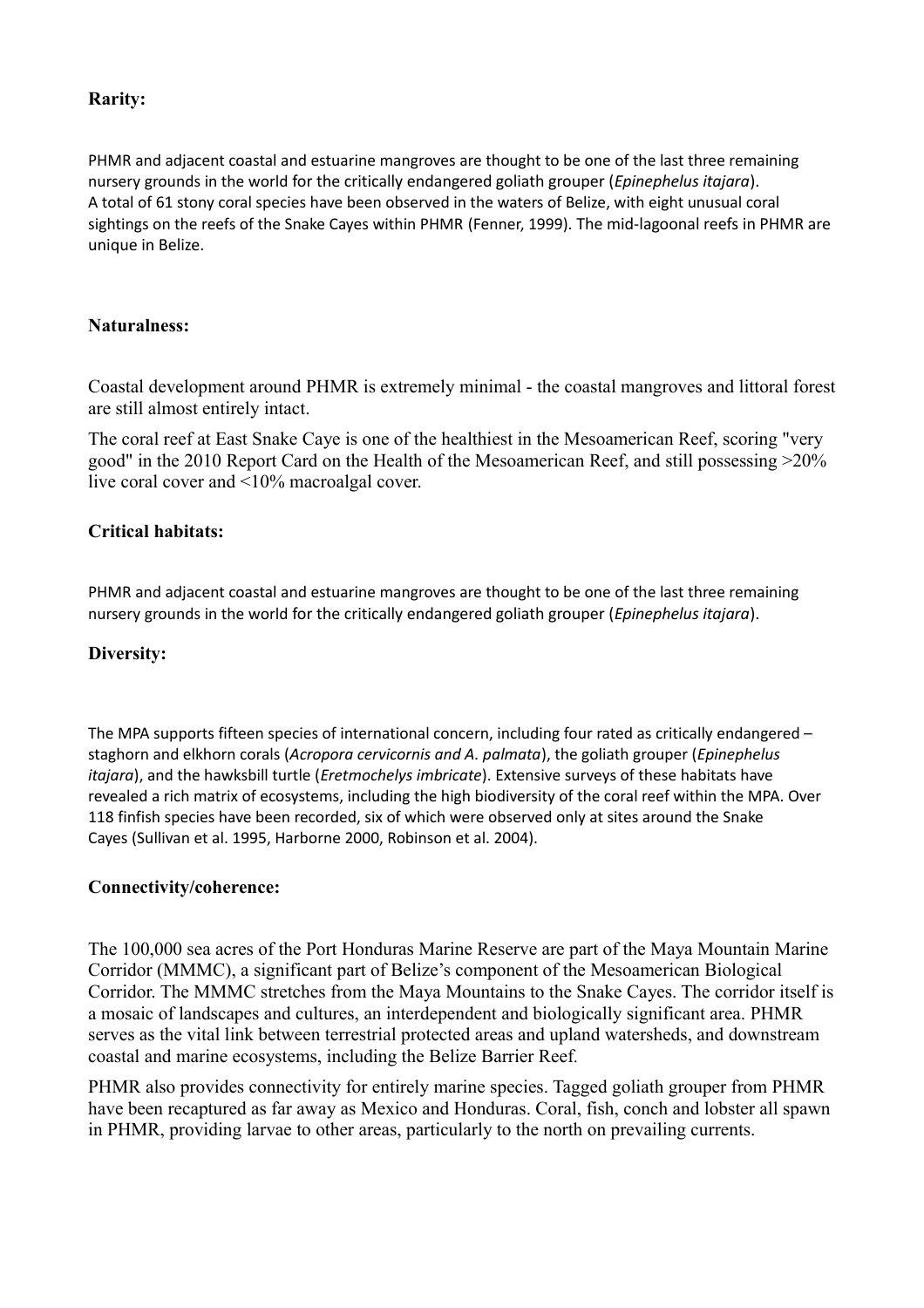**Rarity:**

PHMR and adjacent coastal and estuarine mangroves are thought to be one of the last three remaining nursery grounds in the world for the critically endangered goliath grouper (*Epinephelus itajara*). A total of 61 stony coral species have been observed in the waters of Belize, with eight unusual coral sightings on the reefs of the Snake Cayes within PHMR (Fenner, 1999). The mid-lagoonal reefs in PHMR are unique in Belize.

**Naturalness:**

Coastal development around PHMR is extremely minimal - the coastal mangroves and littoral forest are still almost entirely intact.

The coral reef at East Snake Caye is one of the healthiest in the Mesoamerican Reef, scoring "very good" in the 2010 Report Card on the Health of the Mesoamerican Reef, and still possessing >20% live coral cover and <10% macroalgal cover.

**Critical habitats:**

PHMR and adjacent coastal and estuarine mangroves are thought to be one of the last three remaining nursery grounds in the world for the critically endangered goliath grouper (*Epinephelus itajara*).

**Diversity:**

The MPA supports fifteen species of international concern, including four rated as critically endangered – staghorn and elkhorn corals (*Acropora cervicornis and A. palmata*), the goliath grouper (*Epinephelus itajara*), and the hawksbill turtle (*Eretmochelys imbricate*). Extensive surveys of these habitats have revealed a rich matrix of ecosystems, including the high biodiversity of the coral reef within the MPA. Over 118 finfish species have been recorded, six of which were observed only at sites around the Snake Cayes (Sullivan et al. 1995, Harborne 2000, Robinson et al. 2004).

**Connectivity/coherence:**

The 100,000 sea acres of the Port Honduras Marine Reserve are part of the Maya Mountain Marine Corridor (MMMC), a significant part of Belize's component of the Mesoamerican Biological Corridor. The MMMC stretches from the Maya Mountains to the Snake Cayes. The corridor itself is a mosaic of landscapes and cultures, an interdependent and biologically significant area. PHMR serves as the vital link between terrestrial protected areas and upland watersheds, and downstream coastal and marine ecosystems, including the Belize Barrier Reef.

PHMR also provides connectivity for entirely marine species. Tagged goliath grouper from PHMR have been recaptured as far away as Mexico and Honduras. Coral, fish, conch and lobster all spawn in PHMR, providing larvae to other areas, particularly to the north on prevailing currents.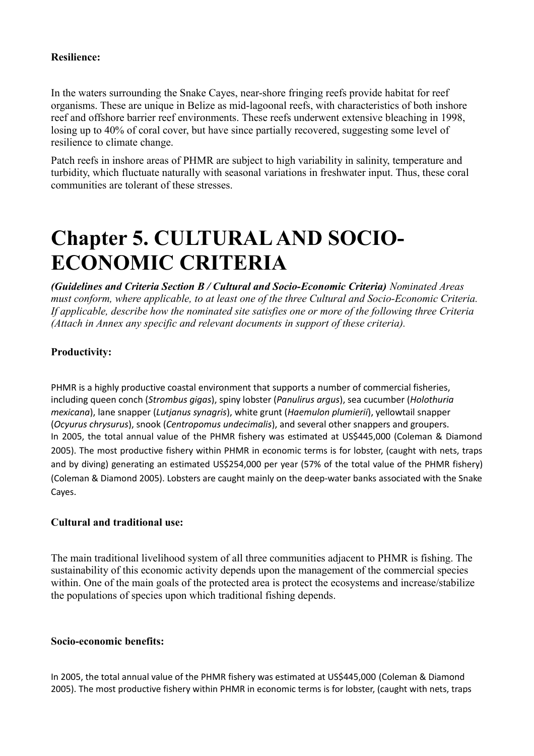**Resilience:**

In the waters surrounding the Snake Cayes, near-shore fringing reefs provide habitat for reef organisms. These are unique in Belize as mid-lagoonal reefs, with characteristics of both inshore reef and offshore barrier reef environments. These reefs underwent extensive bleaching in 1998, losing up to 40% of coral cover, but have since partially recovered, suggesting some level of resilience to climate change.

Patch reefs in inshore areas of PHMR are subject to high variability in salinity, temperature and turbidity, which fluctuate naturally with seasonal variations in freshwater input. Thus, these coral communities are tolerant of these stresses.

# Chapter 5. CULTURAL AND SOCIO-ECONOMIC CRITERIA

***(Guidelines and Criteria Section B / Cultural and Socio-Economic Criteria)*** *Nominated Areas must conform, where applicable, to at least one of the three Cultural and Socio-Economic Criteria. If applicable, describe how the nominated site satisfies one or more of the following three Criteria (Attach in Annex any specific and relevant documents in support of these criteria).*

**Productivity:**

PHMR is a highly productive coastal environment that supports a number of commercial fisheries, including queen conch (*Strombus gigas*), spiny lobster (*Panulirus argus*), sea cucumber (*Holothuria mexicana*), lane snapper (*Lutjanus synagris*), white grunt (*Haemulon plumierii*), yellowtail snapper (*Ocyurus chrysurus*), snook (*Centropomus undecimalis*), and several other snappers and groupers. In 2005, the total annual value of the PHMR fishery was estimated at US$445,000 (Coleman & Diamond 2005). The most productive fishery within PHMR in economic terms is for lobster, (caught with nets, traps and by diving) generating an estimated US$254,000 per year (57% of the total value of the PHMR fishery) (Coleman & Diamond 2005). Lobsters are caught mainly on the deep-water banks associated with the Snake Cayes.

**Cultural and traditional use:**

The main traditional livelihood system of all three communities adjacent to PHMR is fishing. The sustainability of this economic activity depends upon the management of the commercial species within. One of the main goals of the protected area is protect the ecosystems and increase/stabilize the populations of species upon which traditional fishing depends.

**Socio-economic benefits:**

In 2005, the total annual value of the PHMR fishery was estimated at US$445,000 (Coleman & Diamond 2005). The most productive fishery within PHMR in economic terms is for lobster, (caught with nets, traps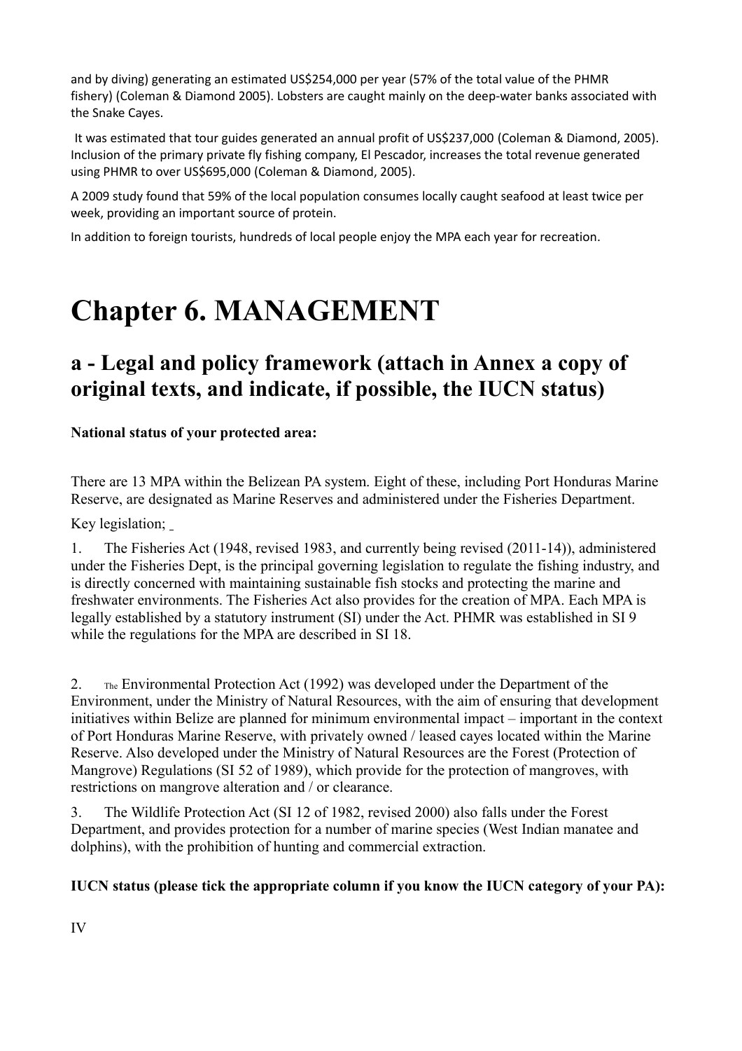and by diving) generating an estimated US$254,000 per year (57% of the total value of the PHMR fishery) (Coleman & Diamond 2005). Lobsters are caught mainly on the deep-water banks associated with the Snake Cayes.

It was estimated that tour guides generated an annual profit of US$237,000 (Coleman & Diamond, 2005). Inclusion of the primary private fly fishing company, El Pescador, increases the total revenue generated using PHMR to over US$695,000 (Coleman & Diamond, 2005).

A 2009 study found that 59% of the local population consumes locally caught seafood at least twice per week, providing an important source of protein.

In addition to foreign tourists, hundreds of local people enjoy the MPA each year for recreation.

# Chapter 6. MANAGEMENT

## a - Legal and policy framework (attach in Annex a copy of original texts, and indicate, if possible, the IUCN status)

**National status of your protected area:**

There are 13 MPA within the Belizean PA system. Eight of these, including Port Honduras Marine Reserve, are designated as Marine Reserves and administered under the Fisheries Department.

Key legislation;

1. The Fisheries Act (1948, revised 1983, and currently being revised (2011-14)), administered under the Fisheries Dept, is the principal governing legislation to regulate the fishing industry, and is directly concerned with maintaining sustainable fish stocks and protecting the marine and freshwater environments. The Fisheries Act also provides for the creation of MPA. Each MPA is legally established by a statutory instrument (SI) under the Act. PHMR was established in SI 9 while the regulations for the MPA are described in SI 18.

2. The Environmental Protection Act (1992) was developed under the Department of the Environment, under the Ministry of Natural Resources, with the aim of ensuring that development initiatives within Belize are planned for minimum environmental impact – important in the context of Port Honduras Marine Reserve, with privately owned / leased cayes located within the Marine Reserve. Also developed under the Ministry of Natural Resources are the Forest (Protection of Mangrove) Regulations (SI 52 of 1989), which provide for the protection of mangroves, with restrictions on mangrove alteration and / or clearance.

3. The Wildlife Protection Act (SI 12 of 1982, revised 2000) also falls under the Forest Department, and provides protection for a number of marine species (West Indian manatee and dolphins), with the prohibition of hunting and commercial extraction.

**IUCN status (please tick the appropriate column if you know the IUCN category of your PA):**

IV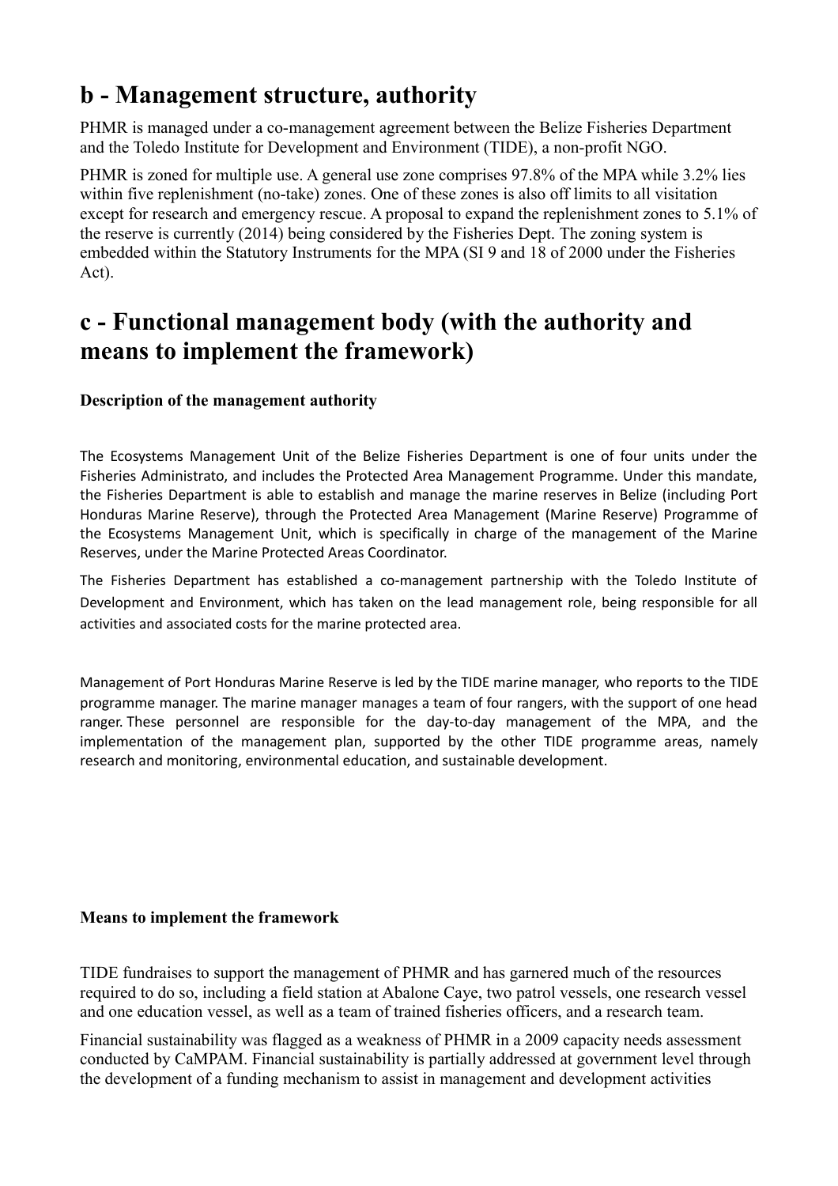## b - Management structure, authority

PHMR is managed under a co-management agreement between the Belize Fisheries Department and the Toledo Institute for Development and Environment (TIDE), a non-profit NGO.

PHMR is zoned for multiple use. A general use zone comprises 97.8% of the MPA while 3.2% lies within five replenishment (no-take) zones. One of these zones is also off limits to all visitation except for research and emergency rescue. A proposal to expand the replenishment zones to 5.1% of the reserve is currently (2014) being considered by the Fisheries Dept. The zoning system is embedded within the Statutory Instruments for the MPA (SI 9 and 18 of 2000 under the Fisheries Act).

## c - Functional management body (with the authority and means to implement the framework)

**Description of the management authority**

The Ecosystems Management Unit of the Belize Fisheries Department is one of four units under the Fisheries Administrato, and includes the Protected Area Management Programme. Under this mandate, the Fisheries Department is able to establish and manage the marine reserves in Belize (including Port Honduras Marine Reserve), through the Protected Area Management (Marine Reserve) Programme of the Ecosystems Management Unit, which is specifically in charge of the management of the Marine Reserves, under the Marine Protected Areas Coordinator.

The Fisheries Department has established a co-management partnership with the Toledo Institute of Development and Environment, which has taken on the lead management role, being responsible for all activities and associated costs for the marine protected area.

Management of Port Honduras Marine Reserve is led by the TIDE marine manager, who reports to the TIDE programme manager. The marine manager manages a team of four rangers, with the support of one head ranger. These personnel are responsible for the day-to-day management of the MPA, and the implementation of the management plan, supported by the other TIDE programme areas, namely research and monitoring, environmental education, and sustainable development.

**Means to implement the framework**

TIDE fundraises to support the management of PHMR and has garnered much of the resources required to do so, including a field station at Abalone Caye, two patrol vessels, one research vessel and one education vessel, as well as a team of trained fisheries officers, and a research team.

Financial sustainability was flagged as a weakness of PHMR in a 2009 capacity needs assessment conducted by CaMPAM. Financial sustainability is partially addressed at government level through the development of a funding mechanism to assist in management and development activities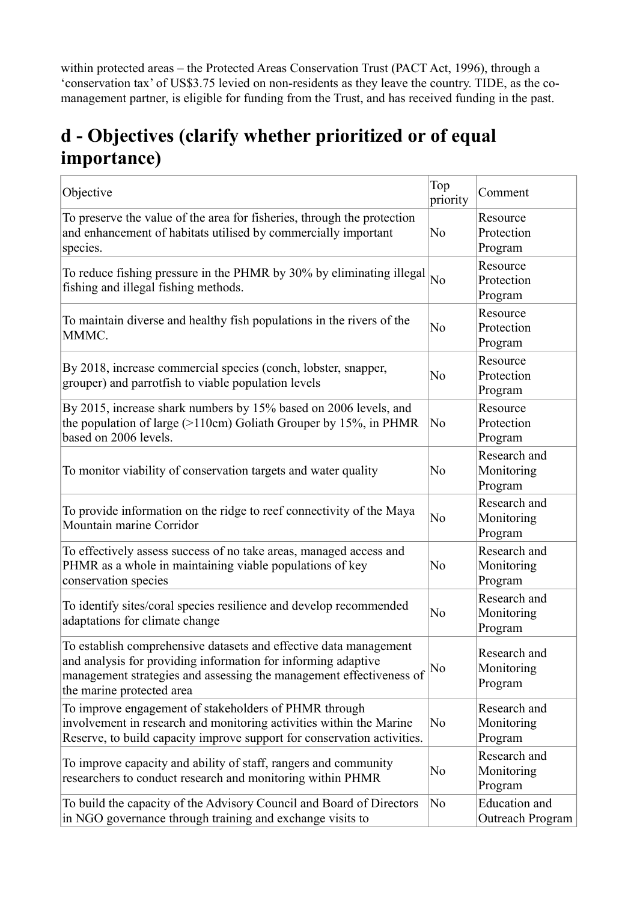within protected areas – the Protected Areas Conservation Trust (PACT Act, 1996), through a 'conservation tax' of US$3.75 levied on non-residents as they leave the country. TIDE, as the co-management partner, is eligible for funding from the Trust, and has received funding in the past.

## d - Objectives (clarify whether prioritized or of equal importance)

| Objective | Top priority | Comment |
|---|---|---|
| To preserve the value of the area for fisheries, through the protection and enhancement of habitats utilised by commercially important species. | No | Resource Protection Program |
| To reduce fishing pressure in the PHMR by 30% by eliminating illegal fishing and illegal fishing methods. | No | Resource Protection Program |
| To maintain diverse and healthy fish populations in the rivers of the MMMC. | No | Resource Protection Program |
| By 2018, increase commercial species (conch, lobster, snapper, grouper) and parrotfish to viable population levels | No | Resource Protection Program |
| By 2015, increase shark numbers by 15% based on 2006 levels, and the population of large (>110cm) Goliath Grouper by 15%, in PHMR based on 2006 levels. | No | Resource Protection Program |
| To monitor viability of conservation targets and water quality | No | Research and Monitoring Program |
| To provide information on the ridge to reef connectivity of the Maya Mountain marine Corridor | No | Research and Monitoring Program |
| To effectively assess success of no take areas, managed access and PHMR as a whole in maintaining viable populations of key conservation species | No | Research and Monitoring Program |
| To identify sites/coral species resilience and develop recommended adaptations for climate change | No | Research and Monitoring Program |
| To establish comprehensive datasets and effective data management and analysis for providing information for informing adaptive management strategies and assessing the management effectiveness of the marine protected area | No | Research and Monitoring Program |
| To improve engagement of stakeholders of PHMR through involvement in research and monitoring activities within the Marine Reserve, to build capacity improve support for conservation activities. | No | Research and Monitoring Program |
| To improve capacity and ability of staff, rangers and community researchers to conduct research and monitoring within PHMR | No | Research and Monitoring Program |
| To build the capacity of the Advisory Council and Board of Directors in NGO governance through training and exchange visits to | No | Education and Outreach Program |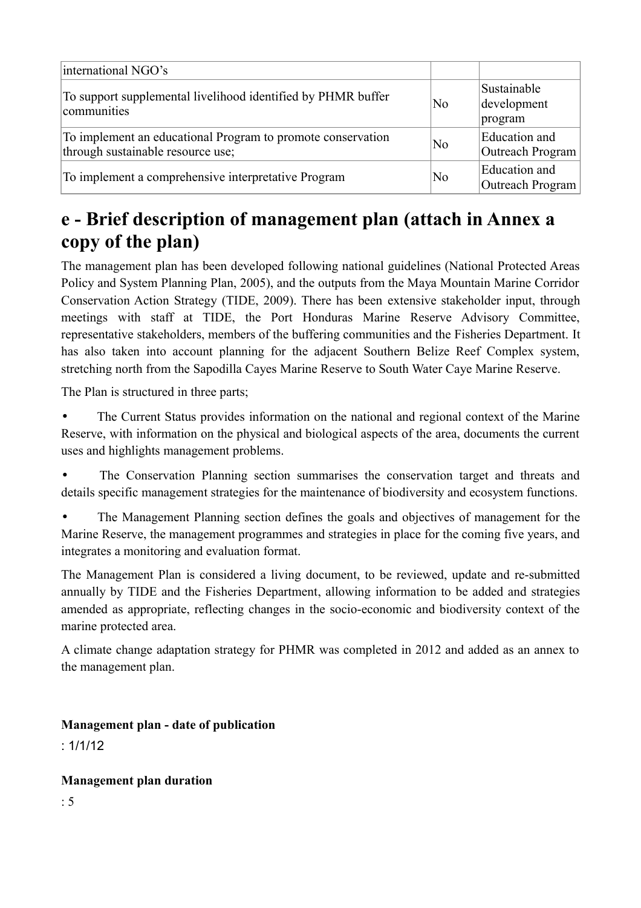| | | |
|---|---|---|
| international NGO's | | |
| To support supplemental livelihood identified by PHMR buffer communities | No | Sustainable development program |
| To implement an educational Program to promote conservation through sustainable resource use; | No | Education and Outreach Program |
| To implement a comprehensive interpretative Program | No | Education and Outreach Program |

## e - Brief description of management plan (attach in Annex a copy of the plan)

The management plan has been developed following national guidelines (National Protected Areas Policy and System Planning Plan, 2005), and the outputs from the Maya Mountain Marine Corridor Conservation Action Strategy (TIDE, 2009). There has been extensive stakeholder input, through meetings with staff at TIDE, the Port Honduras Marine Reserve Advisory Committee, representative stakeholders, members of the buffering communities and the Fisheries Department. It has also taken into account planning for the adjacent Southern Belize Reef Complex system, stretching north from the Sapodilla Cayes Marine Reserve to South Water Caye Marine Reserve.

The Plan is structured in three parts;

- The Current Status provides information on the national and regional context of the Marine Reserve, with information on the physical and biological aspects of the area, documents the current uses and highlights management problems.
- The Conservation Planning section summarises the conservation target and threats and details specific management strategies for the maintenance of biodiversity and ecosystem functions.
- The Management Planning section defines the goals and objectives of management for the Marine Reserve, the management programmes and strategies in place for the coming five years, and integrates a monitoring and evaluation format.

The Management Plan is considered a living document, to be reviewed, update and re-submitted annually by TIDE and the Fisheries Department, allowing information to be added and strategies amended as appropriate, reflecting changes in the socio-economic and biodiversity context of the marine protected area.

A climate change adaptation strategy for PHMR was completed in 2012 and added as an annex to the management plan.

**Management plan - date of publication**

: 1/1/12

**Management plan duration**

: 5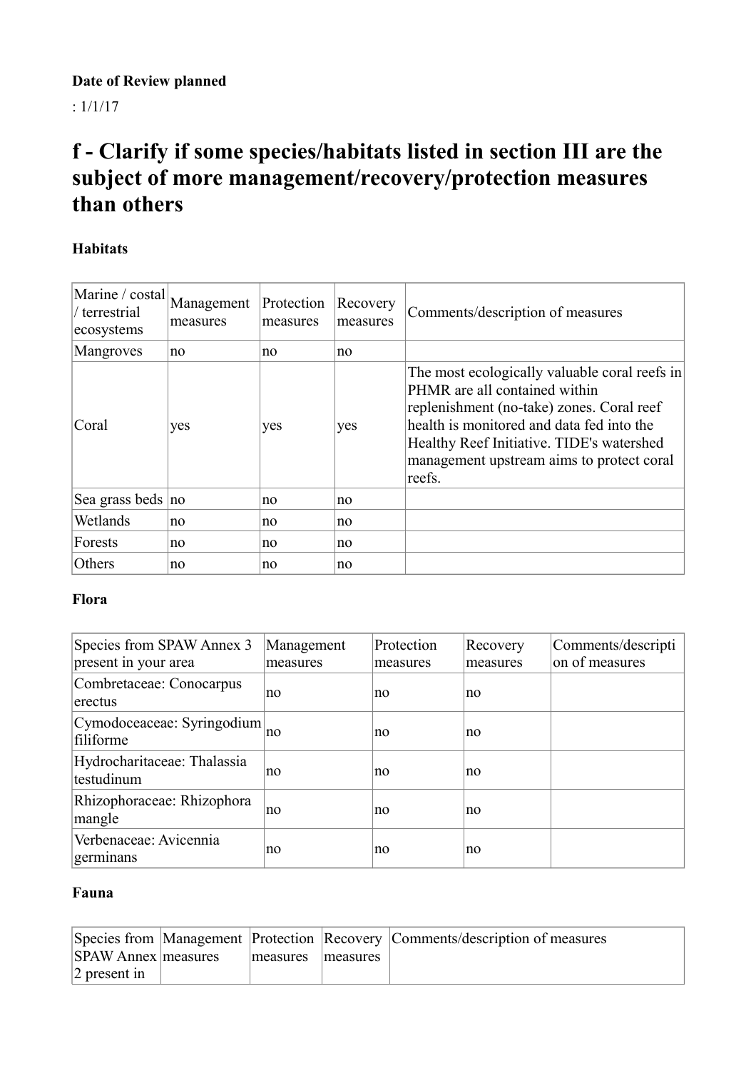**Date of Review planned**

: 1/1/17

# f - Clarify if some species/habitats listed in section III are the subject of more management/recovery/protection measures than others

### Habitats

| Marine / costal / terrestrial ecosystems | Management measures | Protection measures | Recovery measures | Comments/description of measures |
|---|---|---|---|---|
| Mangroves | no | no | no | |
| Coral | yes | yes | yes | The most ecologically valuable coral reefs in PHMR are all contained within replenishment (no-take) zones. Coral reef health is monitored and data fed into the Healthy Reef Initiative. TIDE's watershed management upstream aims to protect coral reefs. |
| Sea grass beds | no | no | no | |
| Wetlands | no | no | no | |
| Forests | no | no | no | |
| Others | no | no | no | |

### Flora

| Species from SPAW Annex 3 present in your area | Management measures | Protection measures | Recovery measures | Comments/description of measures |
|---|---|---|---|---|
| Combretaceae: Conocarpus erectus | no | no | no | |
| Cymodoceaceae: Syringodium filiforme | no | no | no | |
| Hydrocharitaceae: Thalassia testudinum | no | no | no | |
| Rhizophoraceae: Rhizophora mangle | no | no | no | |
| Verbenaceae: Avicennia germinans | no | no | no | |

### Fauna

| Species from SPAW Annex 2 present in | Management measures | Protection measures | Recovery measures | Comments/description of measures |
|---|---|---|---|---|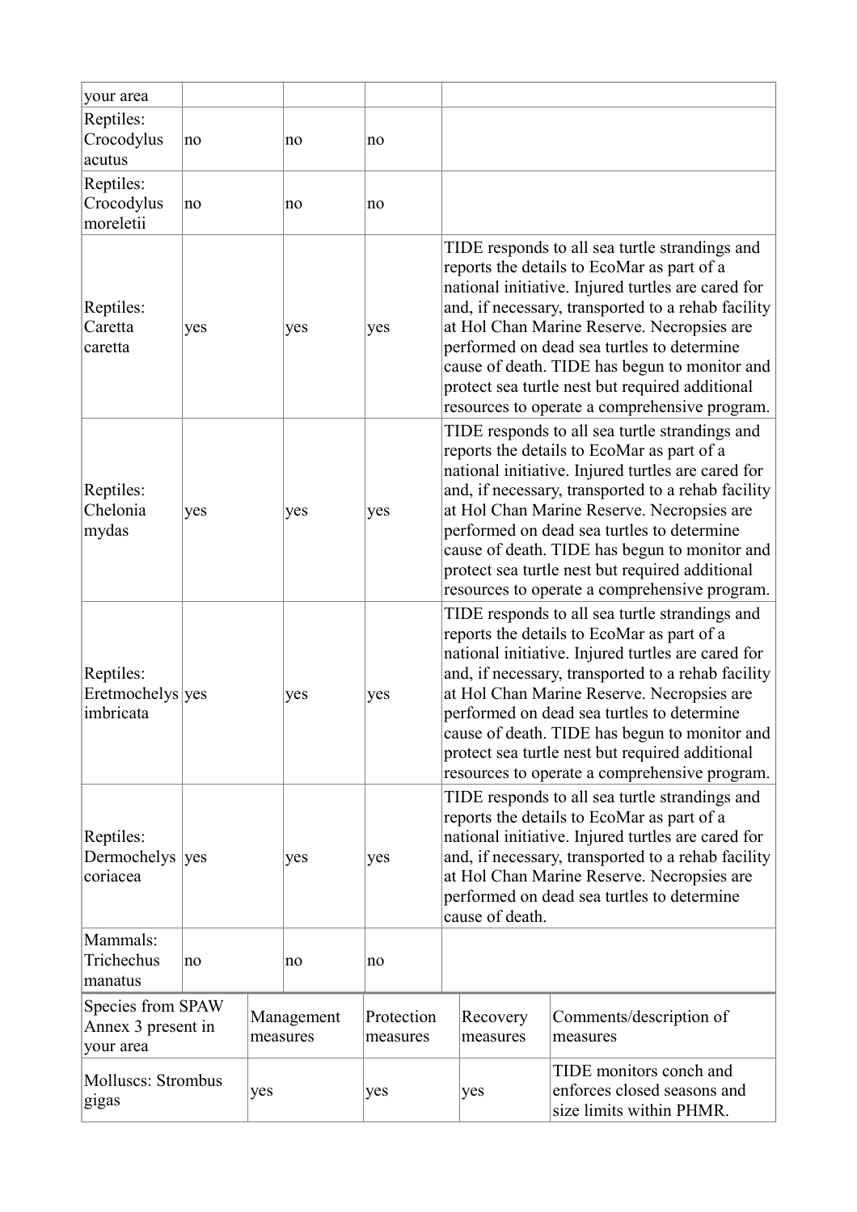| your area | | | | |
|---|---|---|---|---|
| Reptiles: Crocodylus acutus | no | no | no | |
| Reptiles: Crocodylus moreletii | no | no | no | |
| Reptiles: Caretta caretta | yes | yes | yes | TIDE responds to all sea turtle strandings and reports the details to EcoMar as part of a national initiative. Injured turtles are cared for and, if necessary, transported to a rehab facility at Hol Chan Marine Reserve. Necropsies are performed on dead sea turtles to determine cause of death. TIDE has begun to monitor and protect sea turtle nest but required additional resources to operate a comprehensive program. |
| Reptiles: Chelonia mydas | yes | yes | yes | TIDE responds to all sea turtle strandings and reports the details to EcoMar as part of a national initiative. Injured turtles are cared for and, if necessary, transported to a rehab facility at Hol Chan Marine Reserve. Necropsies are performed on dead sea turtles to determine cause of death. TIDE has begun to monitor and protect sea turtle nest but required additional resources to operate a comprehensive program. |
| Reptiles: Eretmochelys imbricata | yes | yes | yes | TIDE responds to all sea turtle strandings and reports the details to EcoMar as part of a national initiative. Injured turtles are cared for and, if necessary, transported to a rehab facility at Hol Chan Marine Reserve. Necropsies are performed on dead sea turtles to determine cause of death. TIDE has begun to monitor and protect sea turtle nest but required additional resources to operate a comprehensive program. |
| Reptiles: Dermochelys coriacea | yes | yes | yes | TIDE responds to all sea turtle strandings and reports the details to EcoMar as part of a national initiative. Injured turtles are cared for and, if necessary, transported to a rehab facility at Hol Chan Marine Reserve. Necropsies are performed on dead sea turtles to determine cause of death. |
| Mammals: Trichechus manatus | no | no | no | |

| Species from SPAW Annex 3 present in your area | Management measures | Protection measures | Recovery measures | Comments/description of measures |
|---|---|---|---|---|
| Molluscs: Strombus gigas | yes | yes | yes | TIDE monitors conch and enforces closed seasons and size limits within PHMR. |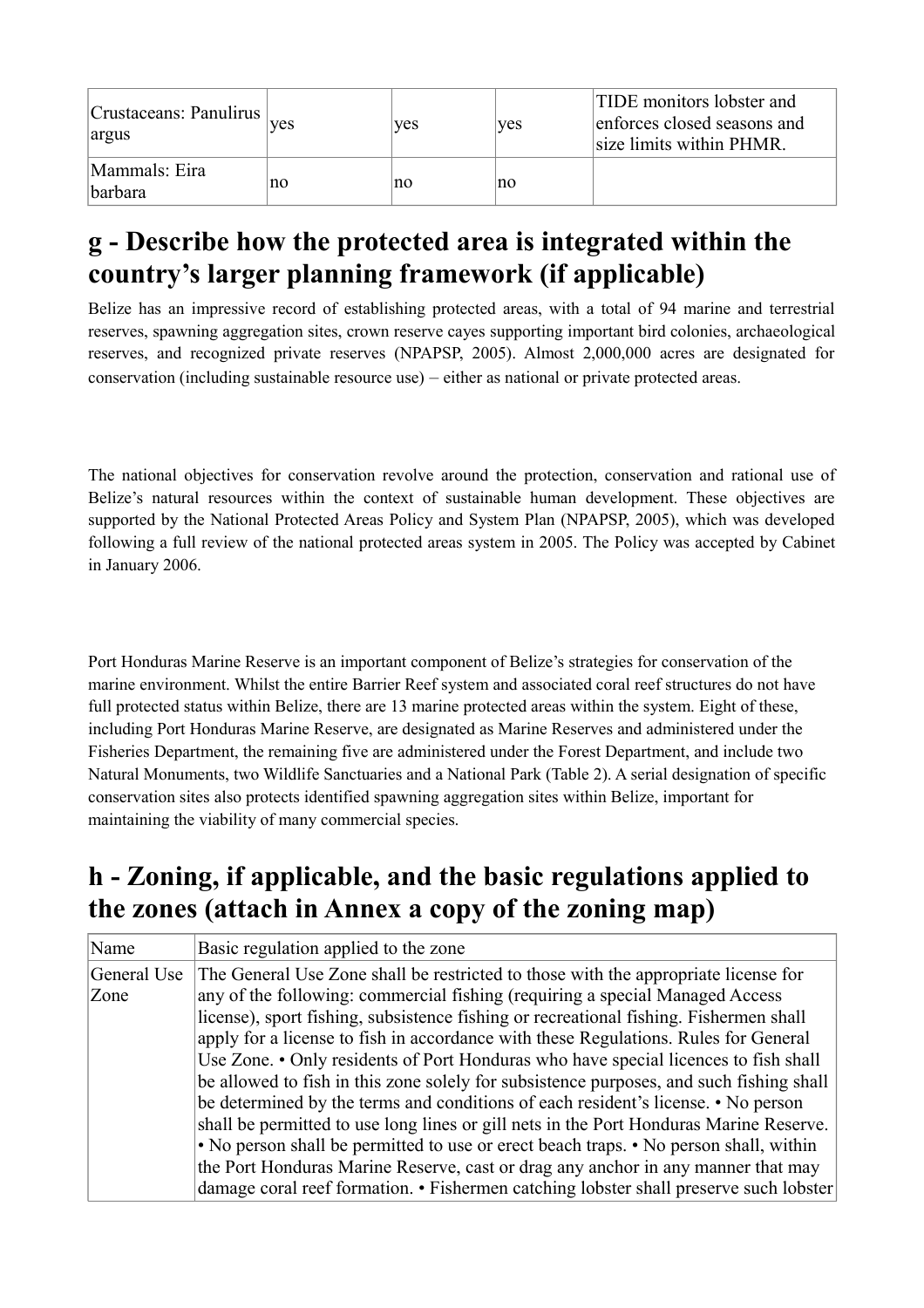| Crustaceans: Panulirus argus | yes | yes | yes | TIDE monitors lobster and enforces closed seasons and size limits within PHMR. |
|---|---|---|---|---|
| Mammals: Eira barbara | no | no | no | |

## g - Describe how the protected area is integrated within the country's larger planning framework (if applicable)

Belize has an impressive record of establishing protected areas, with a total of 94 marine and terrestrial reserves, spawning aggregation sites, crown reserve cayes supporting important bird colonies, archaeological reserves, and recognized private reserves (NPAPSP, 2005). Almost 2,000,000 acres are designated for conservation (including sustainable resource use) – either as national or private protected areas.

The national objectives for conservation revolve around the protection, conservation and rational use of Belize's natural resources within the context of sustainable human development. These objectives are supported by the National Protected Areas Policy and System Plan (NPAPSP, 2005), which was developed following a full review of the national protected areas system in 2005. The Policy was accepted by Cabinet in January 2006.

Port Honduras Marine Reserve is an important component of Belize's strategies for conservation of the marine environment. Whilst the entire Barrier Reef system and associated coral reef structures do not have full protected status within Belize, there are 13 marine protected areas within the system. Eight of these, including Port Honduras Marine Reserve, are designated as Marine Reserves and administered under the Fisheries Department, the remaining five are administered under the Forest Department, and include two Natural Monuments, two Wildlife Sanctuaries and a National Park (Table 2). A serial designation of specific conservation sites also protects identified spawning aggregation sites within Belize, important for maintaining the viability of many commercial species.

## h - Zoning, if applicable, and the basic regulations applied to the zones (attach in Annex a copy of the zoning map)

| Name | Basic regulation applied to the zone |
|---|---|
| General Use Zone | The General Use Zone shall be restricted to those with the appropriate license for any of the following: commercial fishing (requiring a special Managed Access license), sport fishing, subsistence fishing or recreational fishing. Fishermen shall apply for a license to fish in accordance with these Regulations. Rules for General Use Zone. • Only residents of Port Honduras who have special licences to fish shall be allowed to fish in this zone solely for subsistence purposes, and such fishing shall be determined by the terms and conditions of each resident's license. • No person shall be permitted to use long lines or gill nets in the Port Honduras Marine Reserve. • No person shall be permitted to use or erect beach traps. • No person shall, within the Port Honduras Marine Reserve, cast or drag any anchor in any manner that may damage coral reef formation. • Fishermen catching lobster shall preserve such lobster |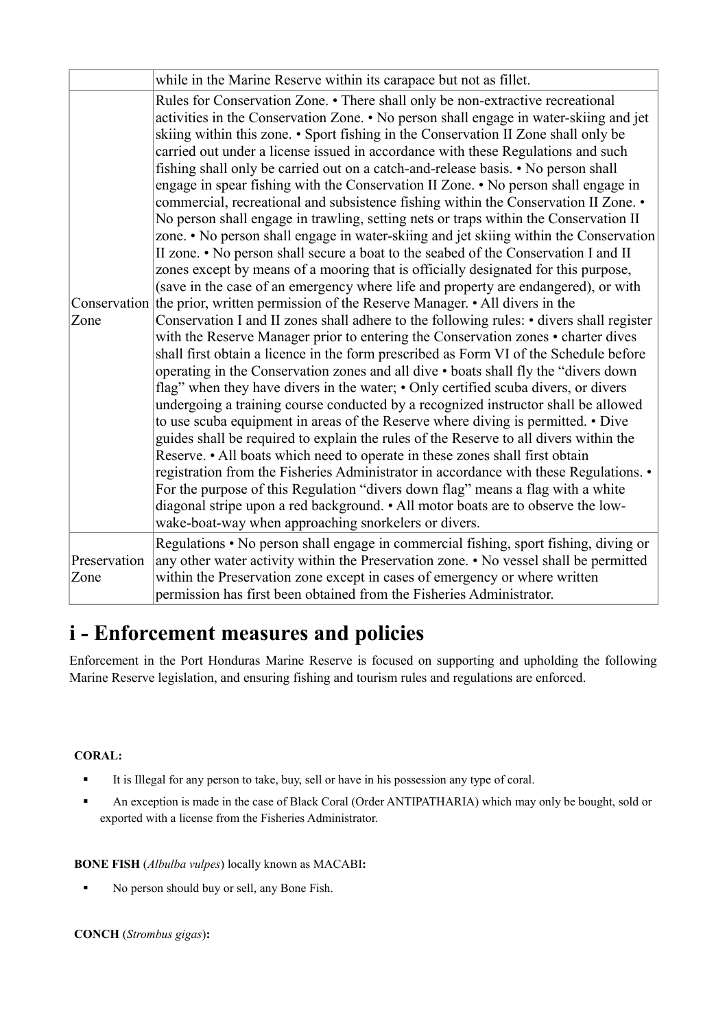| | |
|---|---|
| | while in the Marine Reserve within its carapace but not as fillet. |
| Conservation Zone | Rules for Conservation Zone. • There shall only be non-extractive recreational activities in the Conservation Zone. • No person shall engage in water-skiing and jet skiing within this zone. • Sport fishing in the Conservation II Zone shall only be carried out under a license issued in accordance with these Regulations and such fishing shall only be carried out on a catch-and-release basis. • No person shall engage in spear fishing with the Conservation II Zone. • No person shall engage in commercial, recreational and subsistence fishing within the Conservation II Zone. • No person shall engage in trawling, setting nets or traps within the Conservation II zone. • No person shall engage in water-skiing and jet skiing within the Conservation II zone. • No person shall secure a boat to the seabed of the Conservation I and II zones except by means of a mooring that is officially designated for this purpose, (save in the case of an emergency where life and property are endangered), or with the prior, written permission of the Reserve Manager. • All divers in the Conservation I and II zones shall adhere to the following rules: • divers shall register with the Reserve Manager prior to entering the Conservation zones • charter dives shall first obtain a licence in the form prescribed as Form VI of the Schedule before operating in the Conservation zones and all dive • boats shall fly the "divers down flag" when they have divers in the water; • Only certified scuba divers, or divers undergoing a training course conducted by a recognized instructor shall be allowed to use scuba equipment in areas of the Reserve where diving is permitted. • Dive guides shall be required to explain the rules of the Reserve to all divers within the Reserve. • All boats which need to operate in these zones shall first obtain registration from the Fisheries Administrator in accordance with these Regulations. • For the purpose of this Regulation "divers down flag" means a flag with a white diagonal stripe upon a red background. • All motor boats are to observe the low-wake-boat-way when approaching snorkelers or divers. |
| Preservation Zone | Regulations • No person shall engage in commercial fishing, sport fishing, diving or any other water activity within the Preservation zone. • No vessel shall be permitted within the Preservation zone except in cases of emergency or where written permission has first been obtained from the Fisheries Administrator. |

# i - Enforcement measures and policies

Enforcement in the Port Honduras Marine Reserve is focused on supporting and upholding the following Marine Reserve legislation, and ensuring fishing and tourism rules and regulations are enforced.

**CORAL:**

- It is Illegal for any person to take, buy, sell or have in his possession any type of coral.
- An exception is made in the case of Black Coral (Order ANTIPATHARIA) which may only be bought, sold or exported with a license from the Fisheries Administrator.

**BONE FISH** (*Albulba vulpes*) locally known as MACABI**:**

- No person should buy or sell, any Bone Fish.

**CONCH** (*Strombus gigas*)**:**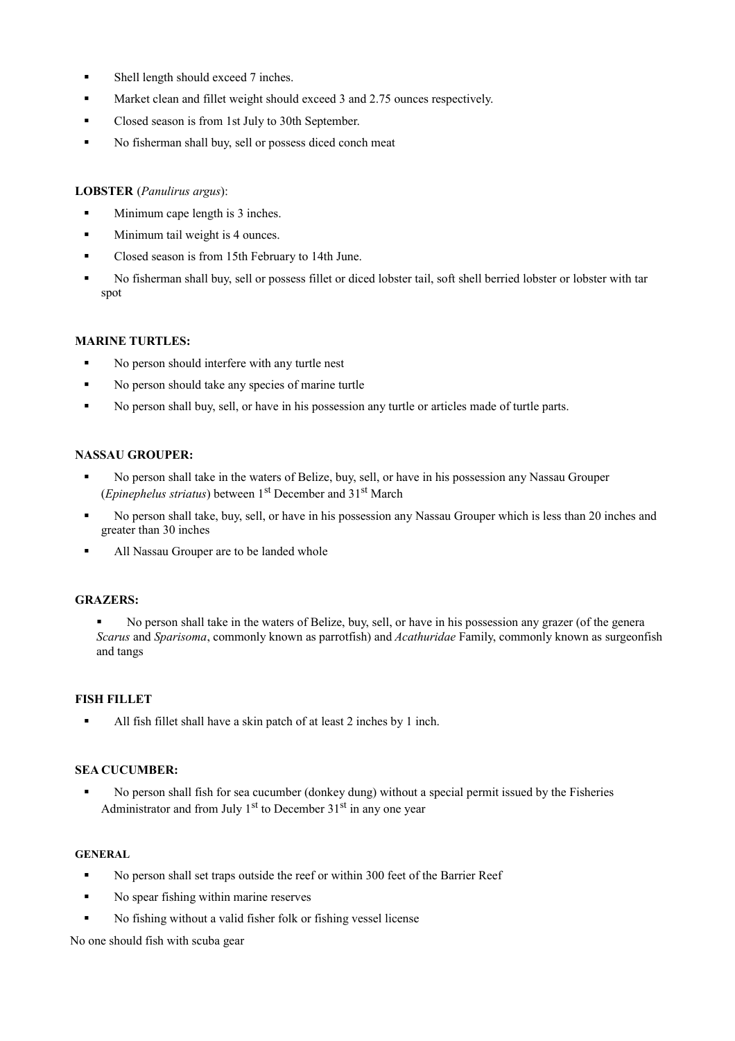- Shell length should exceed 7 inches.
- Market clean and fillet weight should exceed 3 and 2.75 ounces respectively.
- Closed season is from 1st July to 30th September.
- No fisherman shall buy, sell or possess diced conch meat

**LOBSTER** (*Panulirus argus*):

- Minimum cape length is 3 inches.
- Minimum tail weight is 4 ounces.
- Closed season is from 15th February to 14th June.
- No fisherman shall buy, sell or possess fillet or diced lobster tail, soft shell berried lobster or lobster with tar spot

**MARINE TURTLES:**

- No person should interfere with any turtle nest
- No person should take any species of marine turtle
- No person shall buy, sell, or have in his possession any turtle or articles made of turtle parts.

**NASSAU GROUPER:**

- No person shall take in the waters of Belize, buy, sell, or have in his possession any Nassau Grouper (*Epinephelus striatus*) between 1st December and 31st March
- No person shall take, buy, sell, or have in his possession any Nassau Grouper which is less than 20 inches and greater than 30 inches
- All Nassau Grouper are to be landed whole

**GRAZERS:**

- No person shall take in the waters of Belize, buy, sell, or have in his possession any grazer (of the genera *Scarus* and *Sparisoma*, commonly known as parrotfish) and *Acathuridae* Family, commonly known as surgeonfish and tangs

**FISH FILLET**

- All fish fillet shall have a skin patch of at least 2 inches by 1 inch.

**SEA CUCUMBER:**

- No person shall fish for sea cucumber (donkey dung) without a special permit issued by the Fisheries Administrator and from July 1st to December 31st in any one year

**GENERAL**

- No person shall set traps outside the reef or within 300 feet of the Barrier Reef
- No spear fishing within marine reserves
- No fishing without a valid fisher folk or fishing vessel license

No one should fish with scuba gear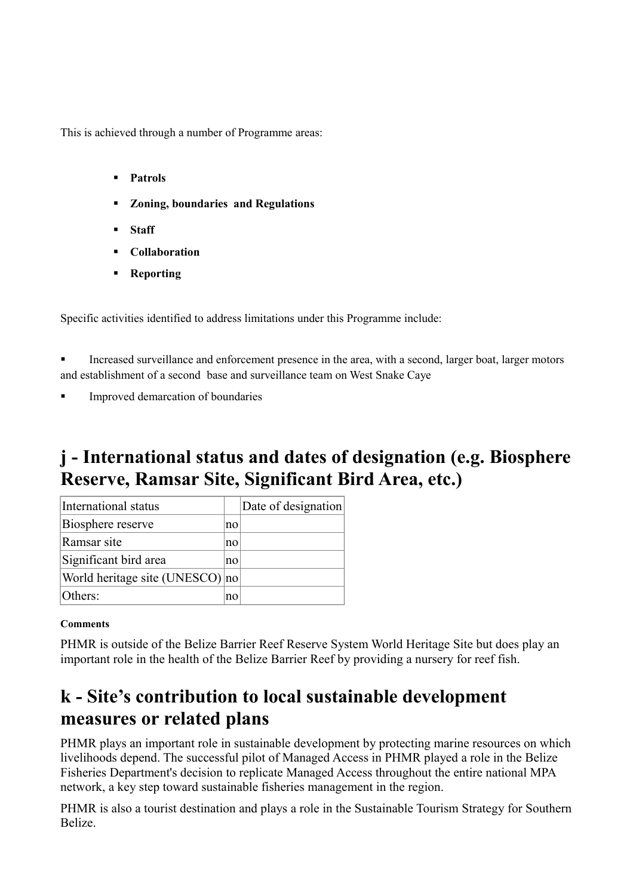This is achieved through a number of Programme areas:

- **Patrols**
- **Zoning, boundaries  and Regulations**
- **Staff**
- **Collaboration**
- **Reporting**

Specific activities identified to address limitations under this Programme include:

- Increased surveillance and enforcement presence in the area, with a second, larger boat, larger motors and establishment of a second  base and surveillance team on West Snake Caye
- Improved demarcation of boundaries

## j - International status and dates of designation (e.g. Biosphere Reserve, Ramsar Site, Significant Bird Area, etc.)

| International status | | Date of designation |
|---|---|---|
| Biosphere reserve | no | |
| Ramsar site | no | |
| Significant bird area | no | |
| World heritage site (UNESCO) | no | |
| Others: | no | |

**Comments**

PHMR is outside of the Belize Barrier Reef Reserve System World Heritage Site but does play an important role in the health of the Belize Barrier Reef by providing a nursery for reef fish.

## k - Site's contribution to local sustainable development measures or related plans

PHMR plays an important role in sustainable development by protecting marine resources on which livelihoods depend. The successful pilot of Managed Access in PHMR played a role in the Belize Fisheries Department's decision to replicate Managed Access throughout the entire national MPA network, a key step toward sustainable fisheries management in the region.

PHMR is also a tourist destination and plays a role in the Sustainable Tourism Strategy for Southern Belize.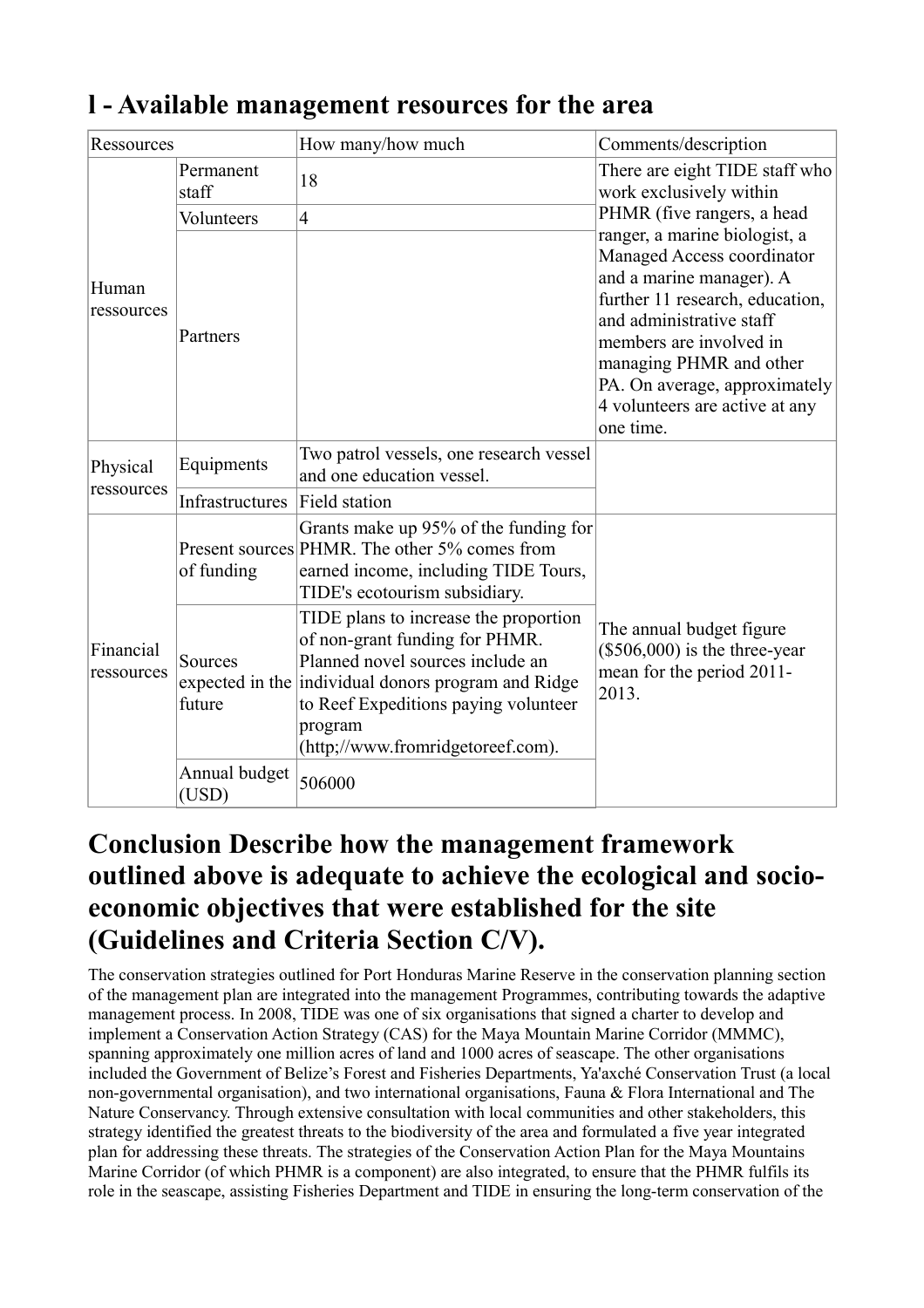## l - Available management resources for the area

| Ressources | | How many/how much | Comments/description |
|---|---|---|---|
| Human ressources | Permanent staff | 18 | There are eight TIDE staff who work exclusively within PHMR (five rangers, a head ranger, a marine biologist, a Managed Access coordinator and a marine manager). A further 11 research, education, and administrative staff members are involved in managing PHMR and other PA. On average, approximately 4 volunteers are active at any one time. |
| | Volunteers | 4 | |
| | Partners | | |
| Physical ressources | Equipments | Two patrol vessels, one research vessel and one education vessel. | |
| | Infrastructures | Field station | |
| Financial ressources | Present sources of funding | Grants make up 95% of the funding for PHMR. The other 5% comes from earned income, including TIDE Tours, TIDE's ecotourism subsidiary. | The annual budget figure ($506,000) is the three-year mean for the period 2011-2013. |
| | Sources expected in the future | TIDE plans to increase the proportion of non-grant funding for PHMR. Planned novel sources include an individual donors program and Ridge to Reef Expeditions paying volunteer program (http;//www.fromridgetoreef.com). | |
| | Annual budget (USD) | 506000 | |

## Conclusion Describe how the management framework outlined above is adequate to achieve the ecological and socio-economic objectives that were established for the site (Guidelines and Criteria Section C/V).

The conservation strategies outlined for Port Honduras Marine Reserve in the conservation planning section of the management plan are integrated into the management Programmes, contributing towards the adaptive management process. In 2008, TIDE was one of six organisations that signed a charter to develop and implement a Conservation Action Strategy (CAS) for the Maya Mountain Marine Corridor (MMMC), spanning approximately one million acres of land and 1000 acres of seascape. The other organisations included the Government of Belize's Forest and Fisheries Departments, Ya'axché Conservation Trust (a local non-governmental organisation), and two international organisations, Fauna & Flora International and The Nature Conservancy. Through extensive consultation with local communities and other stakeholders, this strategy identified the greatest threats to the biodiversity of the area and formulated a five year integrated plan for addressing these threats. The strategies of the Conservation Action Plan for the Maya Mountains Marine Corridor (of which PHMR is a component) are also integrated, to ensure that the PHMR fulfils its role in the seascape, assisting Fisheries Department and TIDE in ensuring the long-term conservation of the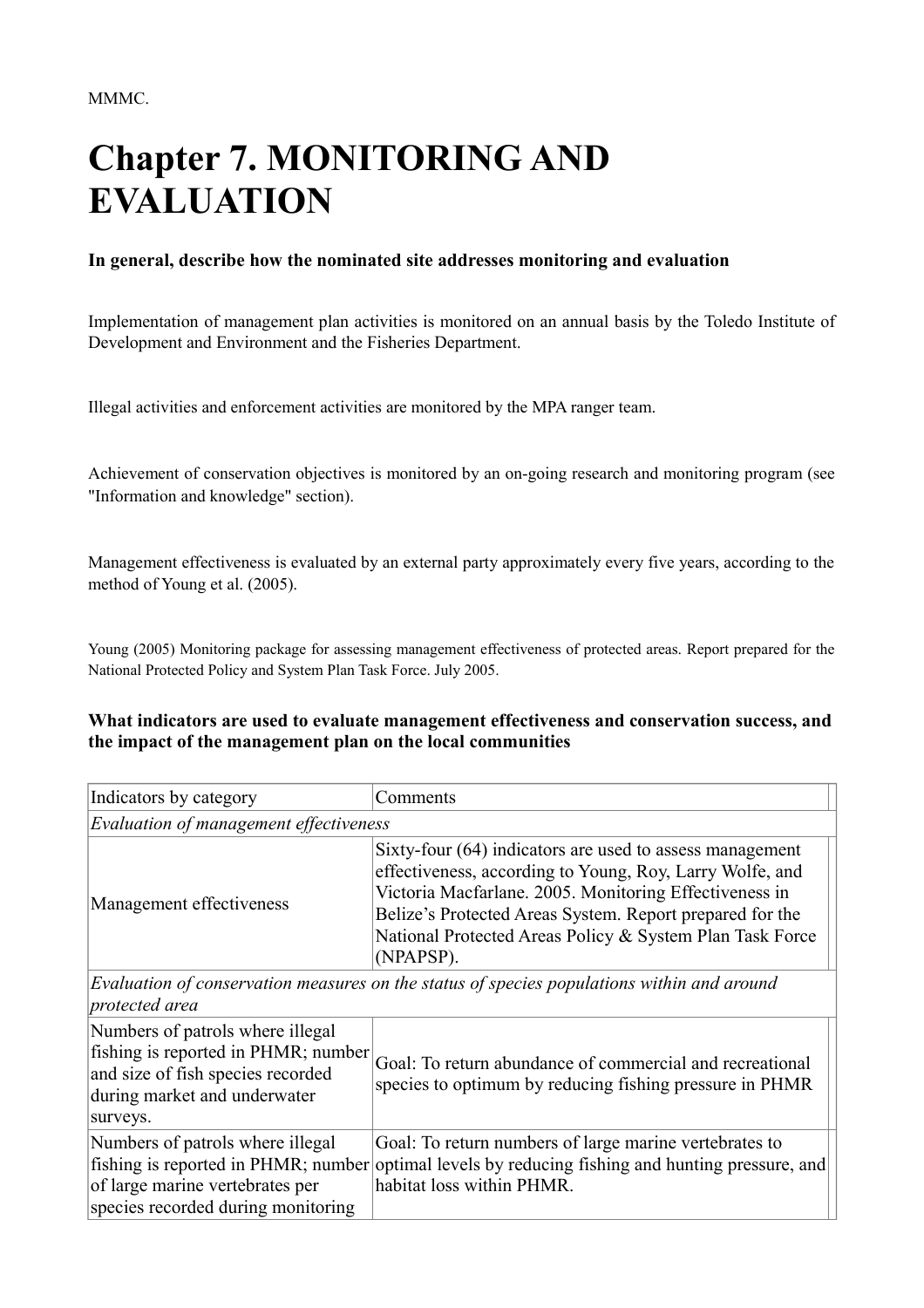MMMC.

# Chapter 7. MONITORING AND EVALUATION

**In general, describe how the nominated site addresses monitoring and evaluation**

Implementation of management plan activities is monitored on an annual basis by the Toledo Institute of Development and Environment and the Fisheries Department.

Illegal activities and enforcement activities are monitored by the MPA ranger team.

Achievement of conservation objectives is monitored by an on-going research and monitoring program (see "Information and knowledge" section).

Management effectiveness is evaluated by an external party approximately every five years, according to the method of Young et al. (2005).

Young (2005) Monitoring package for assessing management effectiveness of protected areas. Report prepared for the National Protected Policy and System Plan Task Force. July 2005.

**What indicators are used to evaluate management effectiveness and conservation success, and the impact of the management plan on the local communities**

| Indicators by category | Comments |
|---|---|
| *Evaluation of management effectiveness* | |
| Management effectiveness | Sixty-four (64) indicators are used to assess management effectiveness, according to Young, Roy, Larry Wolfe, and Victoria Macfarlane. 2005. Monitoring Effectiveness in Belize's Protected Areas System. Report prepared for the National Protected Areas Policy & System Plan Task Force (NPAPSP). |
| *Evaluation of conservation measures on the status of species populations within and around protected area* | |
| Numbers of patrols where illegal fishing is reported in PHMR; number and size of fish species recorded during market and underwater surveys. | Goal: To return abundance of commercial and recreational species to optimum by reducing fishing pressure in PHMR |
| Numbers of patrols where illegal fishing is reported in PHMR; number of large marine vertebrates per species recorded during monitoring | Goal: To return numbers of large marine vertebrates to optimal levels by reducing fishing and hunting pressure, and habitat loss within PHMR. |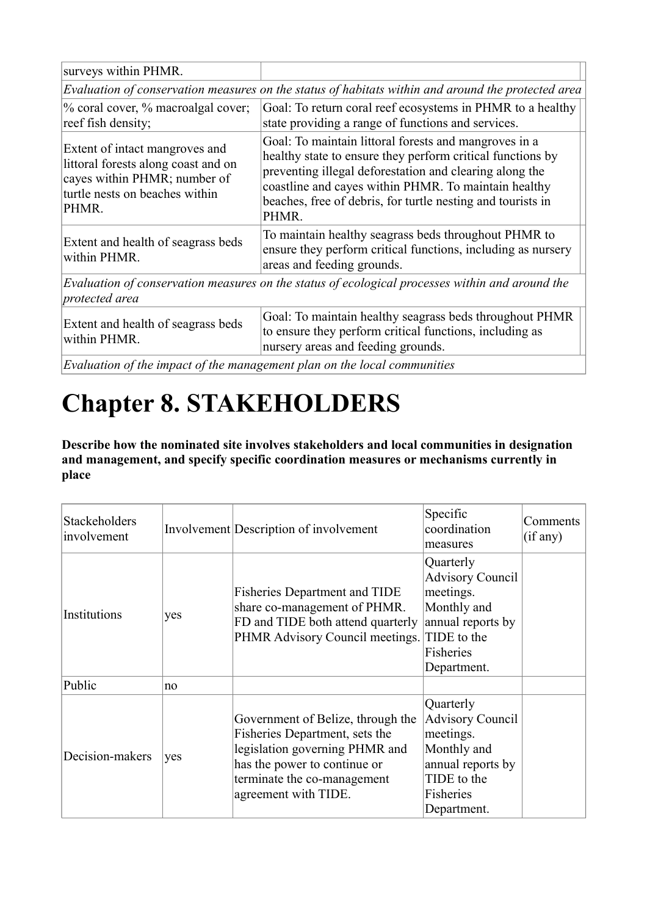| | |
|---|---|
| surveys within PHMR. | |
| *Evaluation of conservation measures on the status of habitats within and around the protected area* | |
| % coral cover, % macroalgal cover; reef fish density; | Goal: To return coral reef ecosystems in PHMR to a healthy state providing a range of functions and services. |
| Extent of intact mangroves and littoral forests along coast and on cayes within PHMR; number of turtle nests on beaches within PHMR. | Goal: To maintain littoral forests and mangroves in a healthy state to ensure they perform critical functions by preventing illegal deforestation and clearing along the coastline and cayes within PHMR. To maintain healthy beaches, free of debris, for turtle nesting and tourists in PHMR. |
| Extent and health of seagrass beds within PHMR. | To maintain healthy seagrass beds throughout PHMR to ensure they perform critical functions, including as nursery areas and feeding grounds. |
| *Evaluation of conservation measures on the status of ecological processes within and around the protected area* | |
| Extent and health of seagrass beds within PHMR. | Goal: To maintain healthy seagrass beds throughout PHMR to ensure they perform critical functions, including as nursery areas and feeding grounds. |
| *Evaluation of the impact of the management plan on the local communities* | |

# Chapter 8. STAKEHOLDERS

**Describe how the nominated site involves stakeholders and local communities in designation and management, and specify specific coordination measures or mechanisms currently in place**

| Stakeholders involvement | Involvement | Description of involvement | Specific coordination measures | Comments (if any) |
|---|---|---|---|---|
| Institutions | yes | Fisheries Department and TIDE share co-management of PHMR. FD and TIDE both attend quarterly PHMR Advisory Council meetings. | Quarterly Advisory Council meetings. Monthly and annual reports by TIDE to the Fisheries Department. | |
| Public | no | | | |
| Decision-makers | yes | Government of Belize, through the Fisheries Department, sets the legislation governing PHMR and has the power to continue or terminate the co-management agreement with TIDE. | Quarterly Advisory Council meetings. Monthly and annual reports by TIDE to the Fisheries Department. | |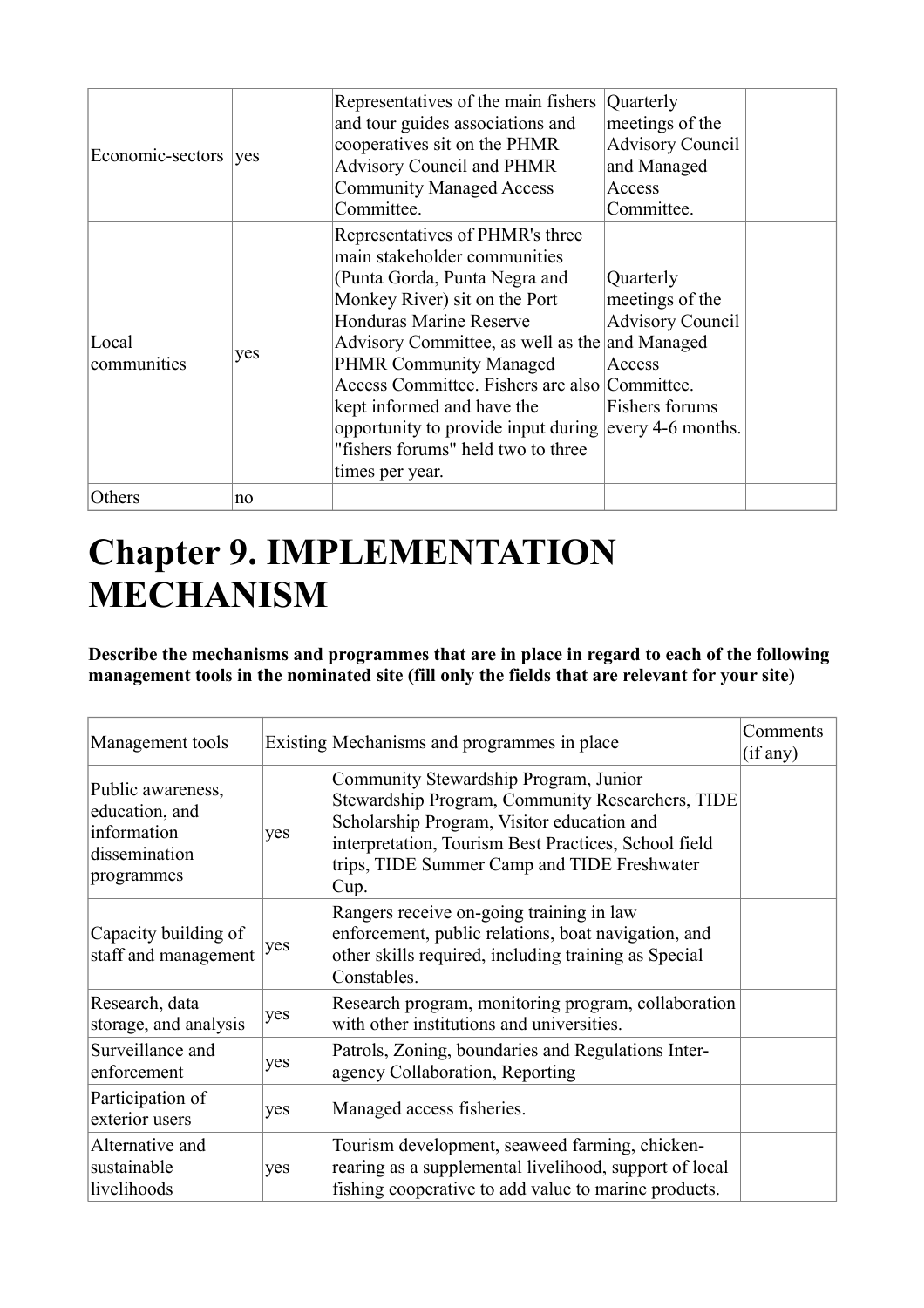| | | | | |
|---|---|---|---|---|
| Economic-sectors | yes | Representatives of the main fishers and tour guides associations and cooperatives sit on the PHMR Advisory Council and PHMR Community Managed Access Committee. | Quarterly meetings of the Advisory Council and Managed Access Committee. | |
| Local communities | yes | Representatives of PHMR's three main stakeholder communities (Punta Gorda, Punta Negra and Monkey River) sit on the Port Honduras Marine Reserve Advisory Committee, as well as the PHMR Community Managed Access Committee. Fishers are also kept informed and have the opportunity to provide input during "fishers forums" held two to three times per year. | Quarterly meetings of the Advisory Council and Managed Access Committee. Fishers forums every 4-6 months. | |
| Others | no | | | |

# Chapter 9. IMPLEMENTATION MECHANISM

**Describe the mechanisms and programmes that are in place in regard to each of the following management tools in the nominated site (fill only the fields that are relevant for your site)**

| Management tools | Existing | Mechanisms and programmes in place | Comments (if any) |
|---|---|---|---|
| Public awareness, education, and information dissemination programmes | yes | Community Stewardship Program, Junior Stewardship Program, Community Researchers, TIDE Scholarship Program, Visitor education and interpretation, Tourism Best Practices, School field trips, TIDE Summer Camp and TIDE Freshwater Cup. | |
| Capacity building of staff and management | yes | Rangers receive on-going training in law enforcement, public relations, boat navigation, and other skills required, including training as Special Constables. | |
| Research, data storage, and analysis | yes | Research program, monitoring program, collaboration with other institutions and universities. | |
| Surveillance and enforcement | yes | Patrols, Zoning, boundaries and Regulations Inter-agency Collaboration, Reporting | |
| Participation of exterior users | yes | Managed access fisheries. | |
| Alternative and sustainable livelihoods | yes | Tourism development, seaweed farming, chicken-rearing as a supplemental livelihood, support of local fishing cooperative to add value to marine products. | |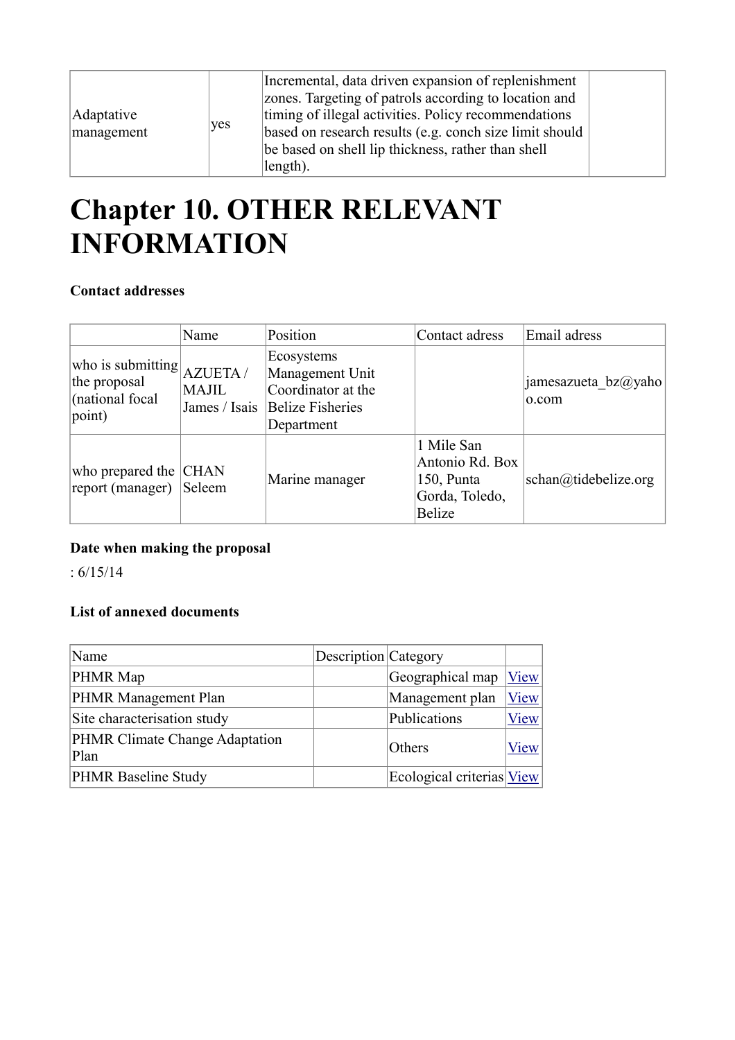| | | | |
|---|---|---|---|
| Adaptative management | yes | Incremental, data driven expansion of replenishment zones. Targeting of patrols according to location and timing of illegal activities. Policy recommendations based on research results (e.g. conch size limit should be based on shell lip thickness, rather than shell length). | |

# Chapter 10. OTHER RELEVANT INFORMATION

**Contact addresses**

| | Name | Position | Contact adress | Email adress |
|---|---|---|---|---|
| who is submitting the proposal (national focal point) | AZUETA / MAJIL James / Isais | Ecosystems Management Unit Coordinator at the Belize Fisheries Department | | jamesazueta_bz@yahoo.com |
| who prepared the report (manager) | CHAN Seleem | Marine manager | 1 Mile San Antonio Rd. Box 150, Punta Gorda, Toledo, Belize | schan@tidebelize.org |

**Date when making the proposal**

: 6/15/14

**List of annexed documents**

| Name | Description | Category | |
|---|---|---|---|
| PHMR Map | | Geographical map | View |
| PHMR Management Plan | | Management plan | View |
| Site characterisation study | | Publications | View |
| PHMR Climate Change Adaptation Plan | | Others | View |
| PHMR Baseline Study | | Ecological criterias | View |